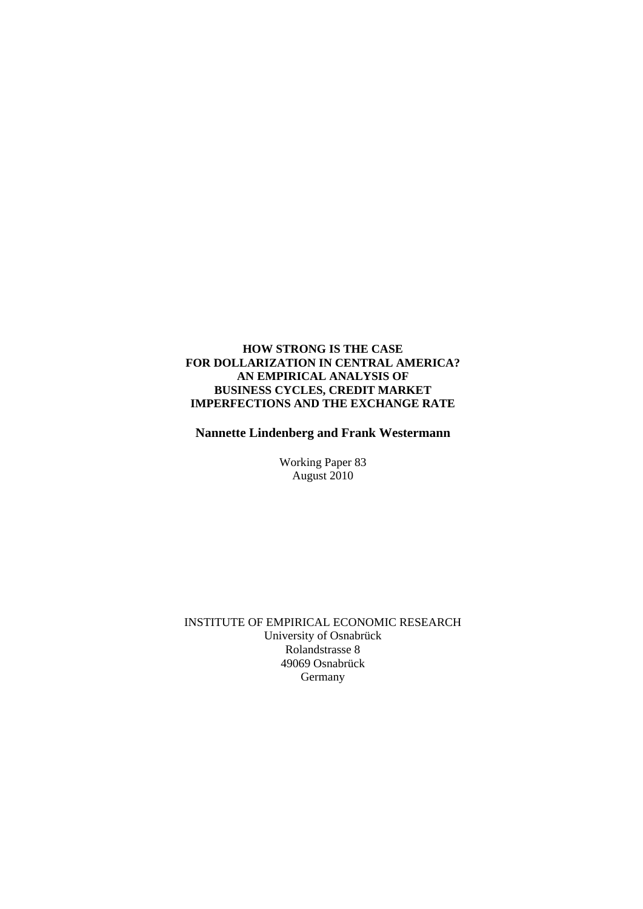**HOW STRONG IS THE CASE**
**FOR DOLLARIZATION IN CENTRAL AMERICA?**
**AN EMPIRICAL ANALYSIS OF**
**BUSINESS CYCLES, CREDIT MARKET**
**IMPERFECTIONS AND THE EXCHANGE RATE**

**Nannette Lindenberg and Frank Westermann**

Working Paper 83
August 2010

INSTITUTE OF EMPIRICAL ECONOMIC RESEARCH
University of Osnabrück
Rolandstrasse 8
49069 Osnabrück
Germany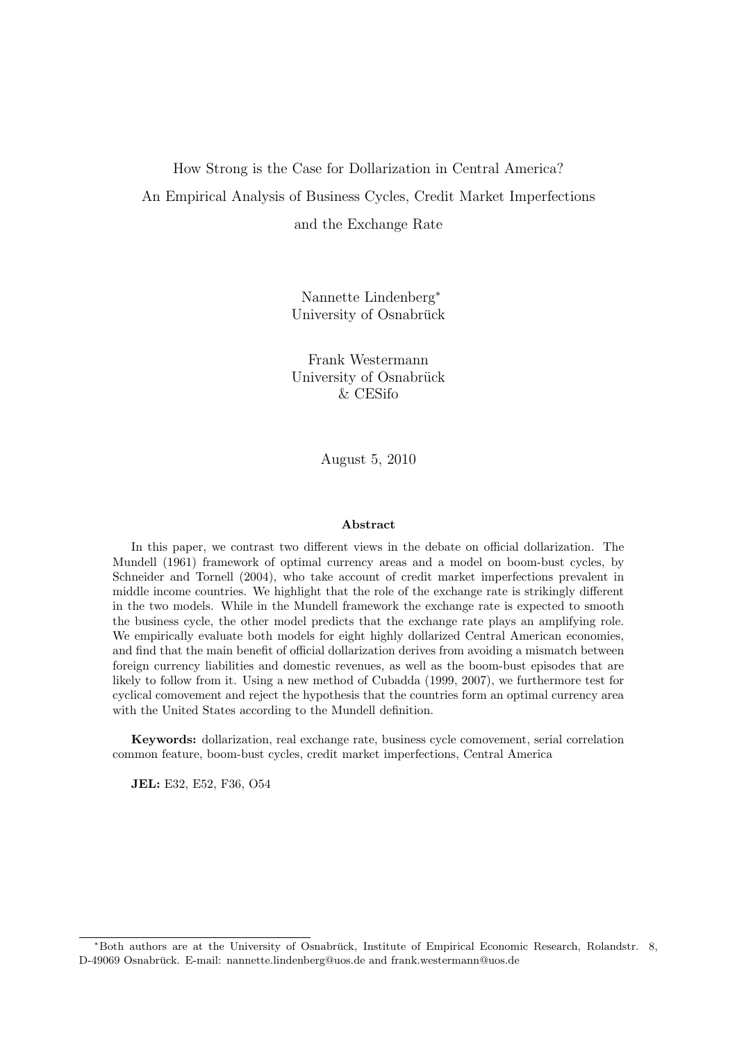# How Strong is the Case for Dollarization in Central America? An Empirical Analysis of Business Cycles, Credit Market Imperfections and the Exchange Rate

Nannette Lindenberg*
University of Osnabrück

Frank Westermann
University of Osnabrück
& CESifo

August 5, 2010

## Abstract

In this paper, we contrast two different views in the debate on official dollarization. The Mundell (1961) framework of optimal currency areas and a model on boom-bust cycles, by Schneider and Tornell (2004), who take account of credit market imperfections prevalent in middle income countries. We highlight that the role of the exchange rate is strikingly different in the two models. While in the Mundell framework the exchange rate is expected to smooth the business cycle, the other model predicts that the exchange rate plays an amplifying role. We empirically evaluate both models for eight highly dollarized Central American economies, and find that the main benefit of official dollarization derives from avoiding a mismatch between foreign currency liabilities and domestic revenues, as well as the boom-bust episodes that are likely to follow from it. Using a new method of Cubadda (1999, 2007), we furthermore test for cyclical comovement and reject the hypothesis that the countries form an optimal currency area with the United States according to the Mundell definition.

**Keywords:** dollarization, real exchange rate, business cycle comovement, serial correlation common feature, boom-bust cycles, credit market imperfections, Central America

**JEL:** E32, E52, F36, O54

---

*Both authors are at the University of Osnabrück, Institute of Empirical Economic Research, Rolandstr. 8, D-49069 Osnabrück. E-mail: nannette.lindenberg@uos.de and frank.westermann@uos.de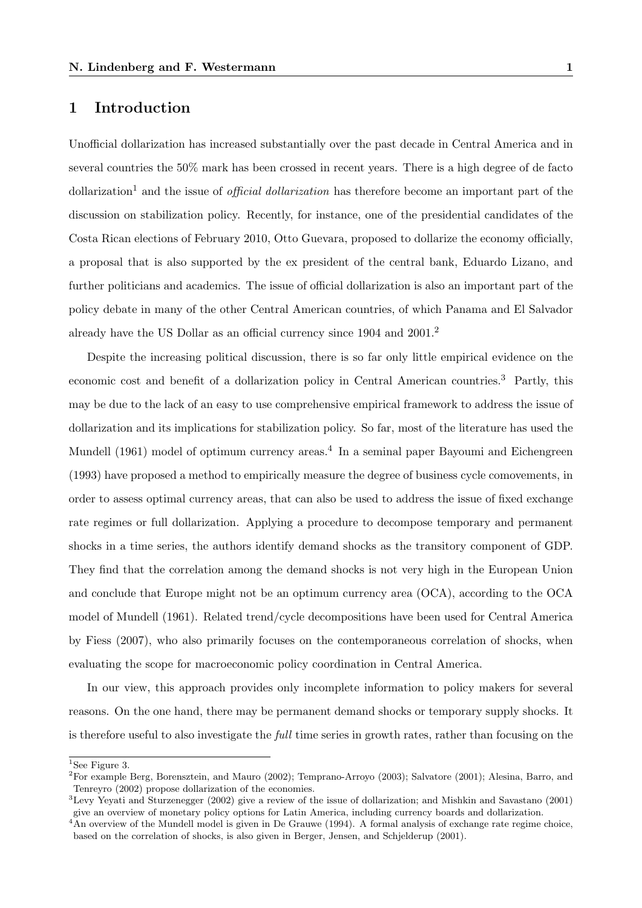# 1 Introduction

Unofficial dollarization has increased substantially over the past decade in Central America and in several countries the 50% mark has been crossed in recent years. There is a high degree of de facto dollarization[1] and the issue of *official dollarization* has therefore become an important part of the discussion on stabilization policy. Recently, for instance, one of the presidential candidates of the Costa Rican elections of February 2010, Otto Guevara, proposed to dollarize the economy officially, a proposal that is also supported by the ex president of the central bank, Eduardo Lizano, and further politicians and academics. The issue of official dollarization is also an important part of the policy debate in many of the other Central American countries, of which Panama and El Salvador already have the US Dollar as an official currency since 1904 and 2001.[2]

Despite the increasing political discussion, there is so far only little empirical evidence on the economic cost and benefit of a dollarization policy in Central American countries.[3] Partly, this may be due to the lack of an easy to use comprehensive empirical framework to address the issue of dollarization and its implications for stabilization policy. So far, most of the literature has used the Mundell (1961) model of optimum currency areas.[4] In a seminal paper Bayoumi and Eichengreen (1993) have proposed a method to empirically measure the degree of business cycle comovements, in order to assess optimal currency areas, that can also be used to address the issue of fixed exchange rate regimes or full dollarization. Applying a procedure to decompose temporary and permanent shocks in a time series, the authors identify demand shocks as the transitory component of GDP. They find that the correlation among the demand shocks is not very high in the European Union and conclude that Europe might not be an optimum currency area (OCA), according to the OCA model of Mundell (1961). Related trend/cycle decompositions have been used for Central America by Fiess (2007), who also primarily focuses on the contemporaneous correlation of shocks, when evaluating the scope for macroeconomic policy coordination in Central America.

In our view, this approach provides only incomplete information to policy makers for several reasons. On the one hand, there may be permanent demand shocks or temporary supply shocks. It is therefore useful to also investigate the *full* time series in growth rates, rather than focusing on the

---

[1] See Figure 3.

[2] For example Berg, Borensztein, and Mauro (2002); Temprano-Arroyo (2003); Salvatore (2001); Alesina, Barro, and Tenreyro (2002) propose dollarization of the economies.

[3] Levy Yeyati and Sturzenegger (2002) give a review of the issue of dollarization; and Mishkin and Savastano (2001) give an overview of monetary policy options for Latin America, including currency boards and dollarization.

[4] An overview of the Mundell model is given in De Grauwe (1994). A formal analysis of exchange rate regime choice, based on the correlation of shocks, is also given in Berger, Jensen, and Schjelderup (2001).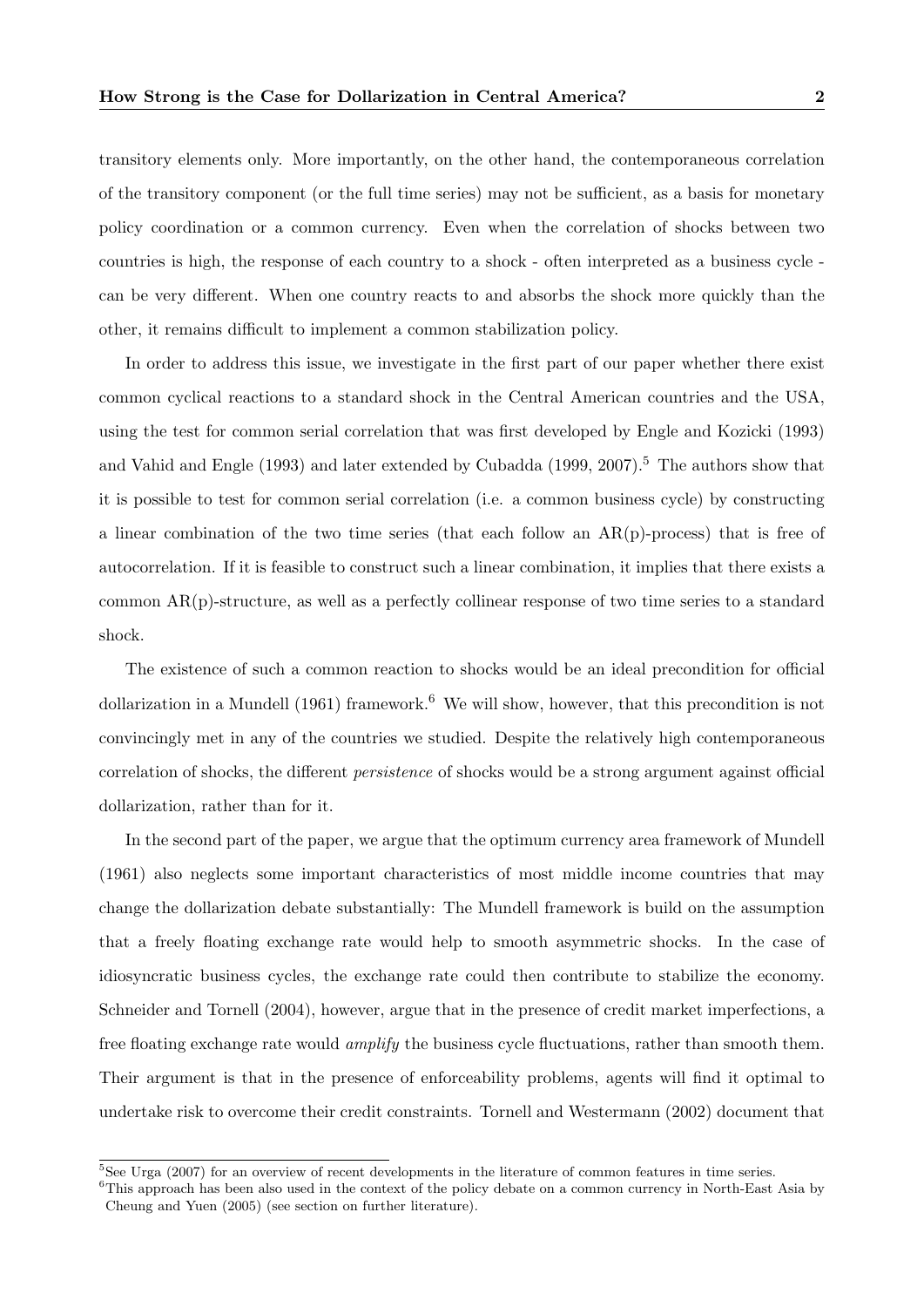transitory elements only. More importantly, on the other hand, the contemporaneous correlation of the transitory component (or the full time series) may not be sufficient, as a basis for monetary policy coordination or a common currency. Even when the correlation of shocks between two countries is high, the response of each country to a shock - often interpreted as a business cycle - can be very different. When one country reacts to and absorbs the shock more quickly than the other, it remains difficult to implement a common stabilization policy.

In order to address this issue, we investigate in the first part of our paper whether there exist common cyclical reactions to a standard shock in the Central American countries and the USA, using the test for common serial correlation that was first developed by Engle and Kozicki (1993) and Vahid and Engle (1993) and later extended by Cubadda (1999, 2007).[5] The authors show that it is possible to test for common serial correlation (i.e. a common business cycle) by constructing a linear combination of the two time series (that each follow an AR(p)-process) that is free of autocorrelation. If it is feasible to construct such a linear combination, it implies that there exists a common AR(p)-structure, as well as a perfectly collinear response of two time series to a standard shock.

The existence of such a common reaction to shocks would be an ideal precondition for official dollarization in a Mundell (1961) framework.[6] We will show, however, that this precondition is not convincingly met in any of the countries we studied. Despite the relatively high contemporaneous correlation of shocks, the different *persistence* of shocks would be a strong argument against official dollarization, rather than for it.

In the second part of the paper, we argue that the optimum currency area framework of Mundell (1961) also neglects some important characteristics of most middle income countries that may change the dollarization debate substantially: The Mundell framework is build on the assumption that a freely floating exchange rate would help to smooth asymmetric shocks. In the case of idiosyncratic business cycles, the exchange rate could then contribute to stabilize the economy. Schneider and Tornell (2004), however, argue that in the presence of credit market imperfections, a free floating exchange rate would *amplify* the business cycle fluctuations, rather than smooth them. Their argument is that in the presence of enforceability problems, agents will find it optimal to undertake risk to overcome their credit constraints. Tornell and Westermann (2002) document that

[5] See Urga (2007) for an overview of recent developments in the literature of common features in time series.

[6] This approach has been also used in the context of the policy debate on a common currency in North-East Asia by Cheung and Yuen (2005) (see section on further literature).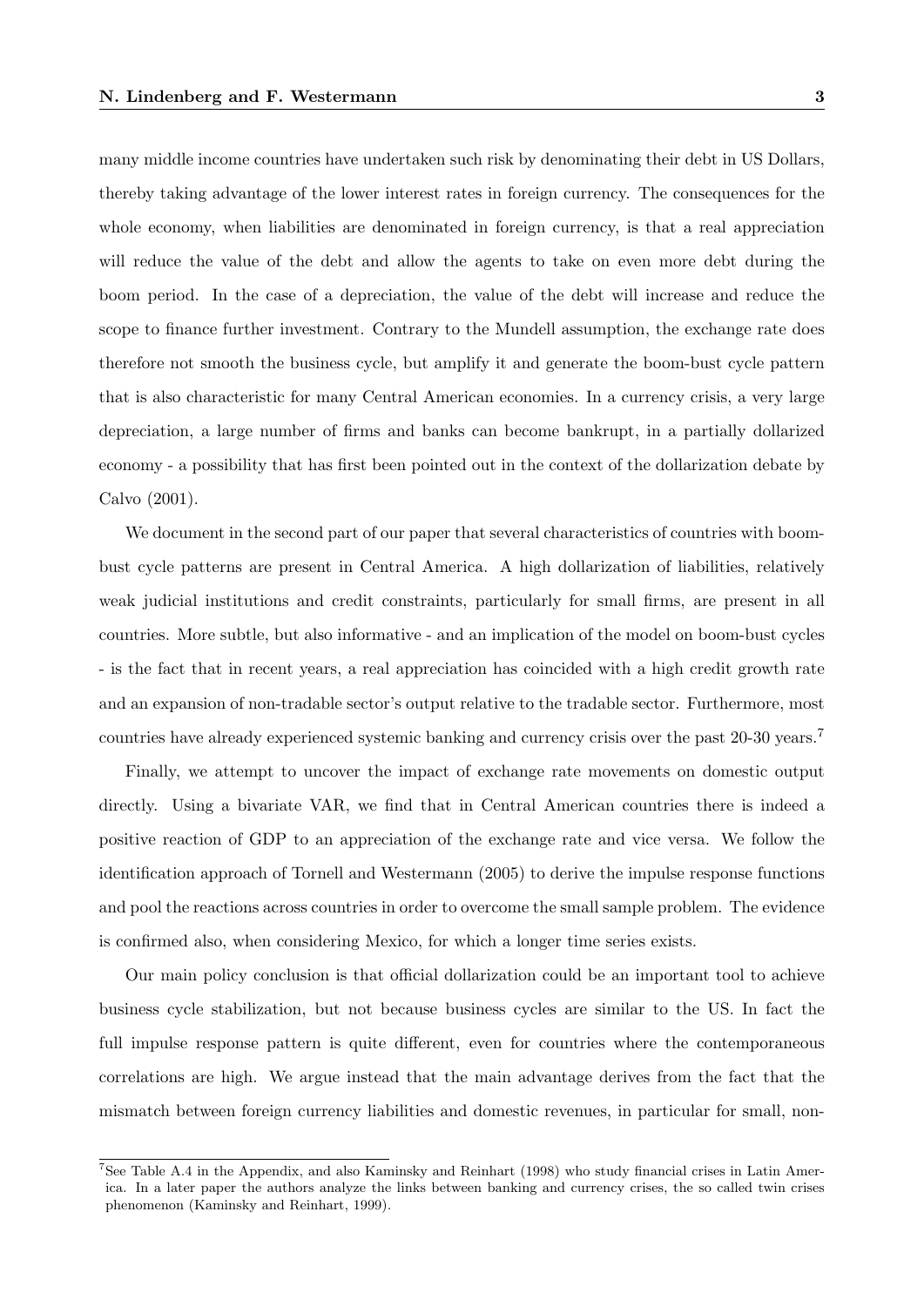many middle income countries have undertaken such risk by denominating their debt in US Dollars, thereby taking advantage of the lower interest rates in foreign currency. The consequences for the whole economy, when liabilities are denominated in foreign currency, is that a real appreciation will reduce the value of the debt and allow the agents to take on even more debt during the boom period. In the case of a depreciation, the value of the debt will increase and reduce the scope to finance further investment. Contrary to the Mundell assumption, the exchange rate does therefore not smooth the business cycle, but amplify it and generate the boom-bust cycle pattern that is also characteristic for many Central American economies. In a currency crisis, a very large depreciation, a large number of firms and banks can become bankrupt, in a partially dollarized economy - a possibility that has first been pointed out in the context of the dollarization debate by Calvo (2001).

We document in the second part of our paper that several characteristics of countries with boom-bust cycle patterns are present in Central America. A high dollarization of liabilities, relatively weak judicial institutions and credit constraints, particularly for small firms, are present in all countries. More subtle, but also informative - and an implication of the model on boom-bust cycles - is the fact that in recent years, a real appreciation has coincided with a high credit growth rate and an expansion of non-tradable sector's output relative to the tradable sector. Furthermore, most countries have already experienced systemic banking and currency crisis over the past 20-30 years.[7]

Finally, we attempt to uncover the impact of exchange rate movements on domestic output directly. Using a bivariate VAR, we find that in Central American countries there is indeed a positive reaction of GDP to an appreciation of the exchange rate and vice versa. We follow the identification approach of Tornell and Westermann (2005) to derive the impulse response functions and pool the reactions across countries in order to overcome the small sample problem. The evidence is confirmed also, when considering Mexico, for which a longer time series exists.

Our main policy conclusion is that official dollarization could be an important tool to achieve business cycle stabilization, but not because business cycles are similar to the US. In fact the full impulse response pattern is quite different, even for countries where the contemporaneous correlations are high. We argue instead that the main advantage derives from the fact that the mismatch between foreign currency liabilities and domestic revenues, in particular for small, non-

[7] See Table A.4 in the Appendix, and also Kaminsky and Reinhart (1998) who study financial crises in Latin America. In a later paper the authors analyze the links between banking and currency crises, the so called twin crises phenomenon (Kaminsky and Reinhart, 1999).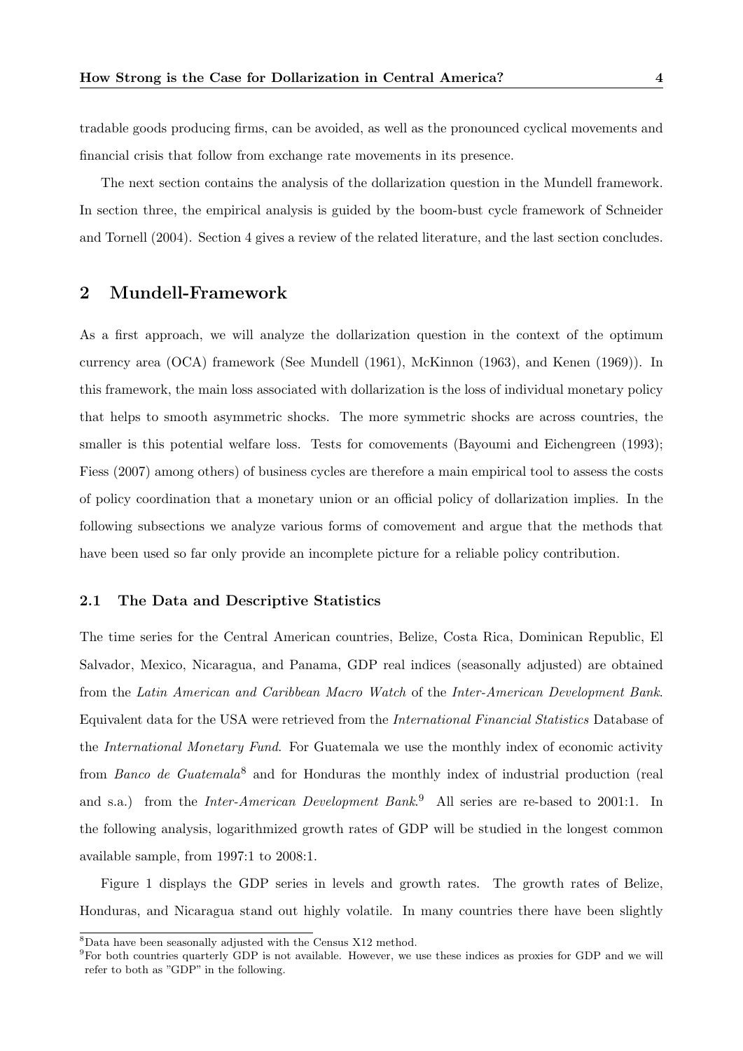tradable goods producing firms, can be avoided, as well as the pronounced cyclical movements and financial crisis that follow from exchange rate movements in its presence.

The next section contains the analysis of the dollarization question in the Mundell framework. In section three, the empirical analysis is guided by the boom-bust cycle framework of Schneider and Tornell (2004). Section 4 gives a review of the related literature, and the last section concludes.

## 2 Mundell-Framework

As a first approach, we will analyze the dollarization question in the context of the optimum currency area (OCA) framework (See Mundell (1961), McKinnon (1963), and Kenen (1969)). In this framework, the main loss associated with dollarization is the loss of individual monetary policy that helps to smooth asymmetric shocks. The more symmetric shocks are across countries, the smaller is this potential welfare loss. Tests for comovements (Bayoumi and Eichengreen (1993); Fiess (2007) among others) of business cycles are therefore a main empirical tool to assess the costs of policy coordination that a monetary union or an official policy of dollarization implies. In the following subsections we analyze various forms of comovement and argue that the methods that have been used so far only provide an incomplete picture for a reliable policy contribution.

### 2.1 The Data and Descriptive Statistics

The time series for the Central American countries, Belize, Costa Rica, Dominican Republic, El Salvador, Mexico, Nicaragua, and Panama, GDP real indices (seasonally adjusted) are obtained from the *Latin American and Caribbean Macro Watch* of the *Inter-American Development Bank*. Equivalent data for the USA were retrieved from the *International Financial Statistics* Database of the *International Monetary Fund*. For Guatemala we use the monthly index of economic activity from *Banco de Guatemala*[8] and for Honduras the monthly index of industrial production (real and s.a.) from the *Inter-American Development Bank*.[9] All series are re-based to 2001:1. In the following analysis, logarithmized growth rates of GDP will be studied in the longest common available sample, from 1997:1 to 2008:1.

Figure 1 displays the GDP series in levels and growth rates. The growth rates of Belize, Honduras, and Nicaragua stand out highly volatile. In many countries there have been slightly

[8] Data have been seasonally adjusted with the Census X12 method.

[9] For both countries quarterly GDP is not available. However, we use these indices as proxies for GDP and we will refer to both as "GDP" in the following.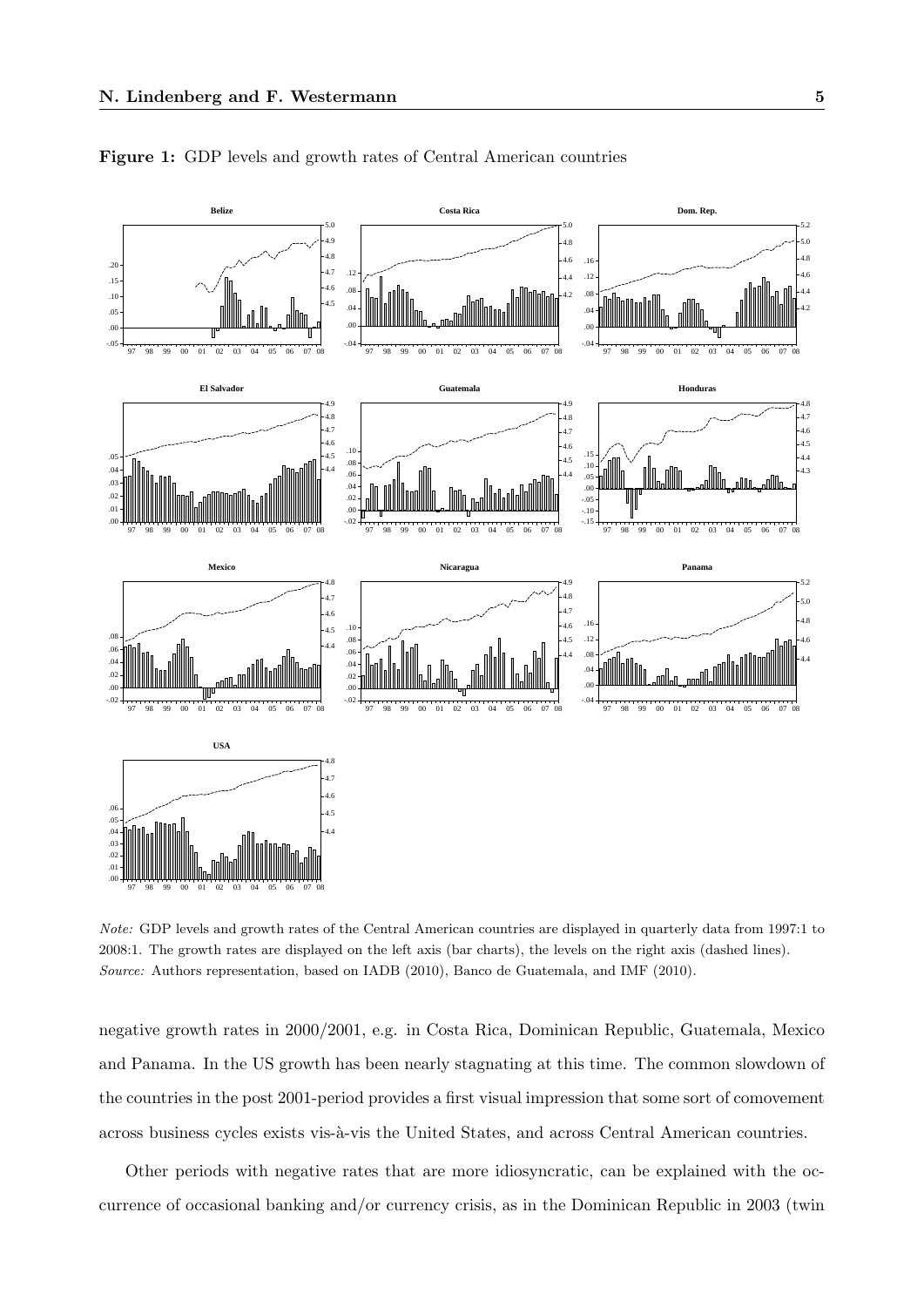**Figure 1:** GDP levels and growth rates of Central American countries

*Note:* GDP levels and growth rates of the Central American countries are displayed in quarterly data from 1997:1 to 2008:1. The growth rates are displayed on the left axis (bar charts), the levels on the right axis (dashed lines).
*Source:* Authors representation, based on IADB (2010), Banco de Guatemala, and IMF (2010).

negative growth rates in 2000/2001, e.g. in Costa Rica, Dominican Republic, Guatemala, Mexico and Panama. In the US growth has been nearly stagnating at this time. The common slowdown of the countries in the post 2001-period provides a first visual impression that some sort of comovement across business cycles exists vis-à-vis the United States, and across Central American countries.

Other periods with negative rates that are more idiosyncratic, can be explained with the occurrence of occasional banking and/or currency crisis, as in the Dominican Republic in 2003 (twin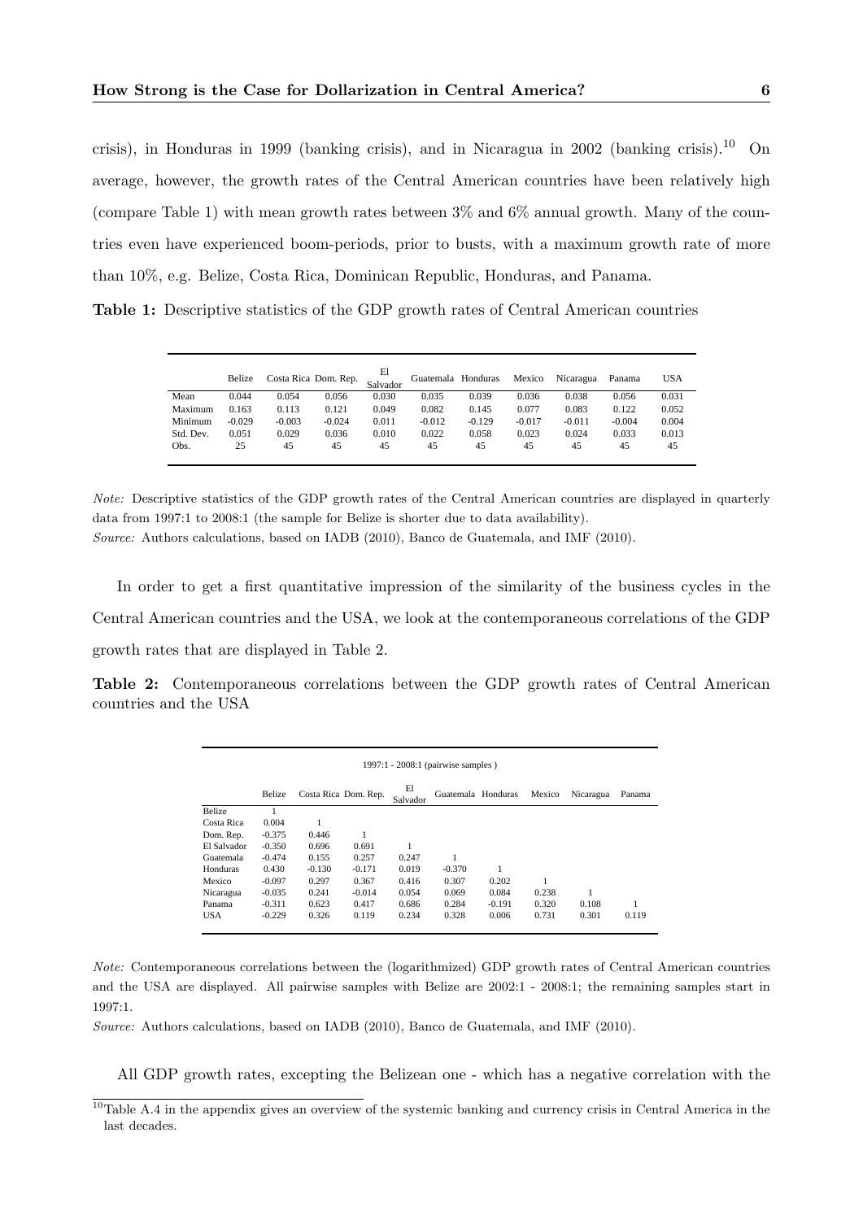crisis), in Honduras in 1999 (banking crisis), and in Nicaragua in 2002 (banking crisis).[10] On average, however, the growth rates of the Central American countries have been relatively high (compare Table 1) with mean growth rates between 3% and 6% annual growth. Many of the countries even have experienced boom-periods, prior to busts, with a maximum growth rate of more than 10%, e.g. Belize, Costa Rica, Dominican Republic, Honduras, and Panama.

**Table 1:** Descriptive statistics of the GDP growth rates of Central American countries

| | Belize | Costa Rica | Dom. Rep. | El Salvador | Guatemala | Honduras | Mexico | Nicaragua | Panama | USA |
|---|---|---|---|---|---|---|---|---|---|---|
| Mean | 0.044 | 0.054 | 0.056 | 0.030 | 0.035 | 0.039 | 0.036 | 0.038 | 0.056 | 0.031 |
| Maximum | 0.163 | 0.113 | 0.121 | 0.049 | 0.082 | 0.145 | 0.077 | 0.083 | 0.122 | 0.052 |
| Minimum | -0.029 | -0.003 | -0.024 | 0.011 | -0.012 | -0.129 | -0.017 | -0.011 | -0.004 | 0.004 |
| Std. Dev. | 0.051 | 0.029 | 0.036 | 0.010 | 0.022 | 0.058 | 0.023 | 0.024 | 0.033 | 0.013 |
| Obs. | 25 | 45 | 45 | 45 | 45 | 45 | 45 | 45 | 45 | 45 |

*Note:* Descriptive statistics of the GDP growth rates of the Central American countries are displayed in quarterly data from 1997:1 to 2008:1 (the sample for Belize is shorter due to data availability).
*Source:* Authors calculations, based on IADB (2010), Banco de Guatemala, and IMF (2010).

In order to get a first quantitative impression of the similarity of the business cycles in the Central American countries and the USA, we look at the contemporaneous correlations of the GDP growth rates that are displayed in Table 2.

**Table 2:** Contemporaneous correlations between the GDP growth rates of Central American countries and the USA

| 1997:1 - 2008:1 (pairwise samples ) | | | | | | | | | |
|---|---|---|---|---|---|---|---|---|---|
| | Belize | Costa Rica | Dom. Rep. | El Salvador | Guatemala | Honduras | Mexico | Nicaragua | Panama |
| Belize | 1 | | | | | | | | |
| Costa Rica | 0.004 | 1 | | | | | | | |
| Dom. Rep. | -0.375 | 0.446 | 1 | | | | | | |
| El Salvador | -0.350 | 0.696 | 0.691 | 1 | | | | | |
| Guatemala | -0.474 | 0.155 | 0.257 | 0.247 | 1 | | | | |
| Honduras | 0.430 | -0.130 | -0.171 | 0.019 | -0.370 | 1 | | | |
| Mexico | -0.097 | 0.297 | 0.367 | 0.416 | 0.307 | 0.202 | 1 | | |
| Nicaragua | -0.035 | 0.241 | -0.014 | 0.054 | 0.069 | 0.084 | 0.238 | 1 | |
| Panama | -0.311 | 0.623 | 0.417 | 0.686 | 0.284 | -0.191 | 0.320 | 0.108 | 1 |
| USA | -0.229 | 0.326 | 0.119 | 0.234 | 0.328 | 0.006 | 0.731 | 0.301 | 0.119 |

*Note:* Contemporaneous correlations between the (logarithmized) GDP growth rates of Central American countries and the USA are displayed. All pairwise samples with Belize are 2002:1 - 2008:1; the remaining samples start in 1997:1.
*Source:* Authors calculations, based on IADB (2010), Banco de Guatemala, and IMF (2010).

All GDP growth rates, excepting the Belizean one - which has a negative correlation with the

[10] Table A.4 in the appendix gives an overview of the systemic banking and currency crisis in Central America in the last decades.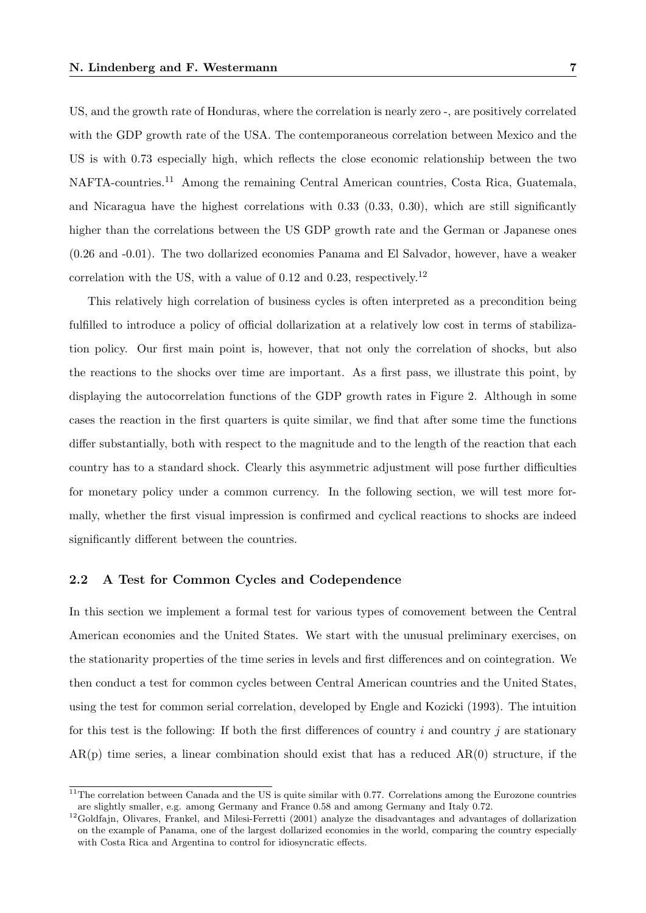US, and the growth rate of Honduras, where the correlation is nearly zero -, are positively correlated with the GDP growth rate of the USA. The contemporaneous correlation between Mexico and the US is with 0.73 especially high, which reflects the close economic relationship between the two NAFTA-countries.[11] Among the remaining Central American countries, Costa Rica, Guatemala, and Nicaragua have the highest correlations with 0.33 (0.33, 0.30), which are still significantly higher than the correlations between the US GDP growth rate and the German or Japanese ones (0.26 and -0.01). The two dollarized economies Panama and El Salvador, however, have a weaker correlation with the US, with a value of 0.12 and 0.23, respectively.[12]

This relatively high correlation of business cycles is often interpreted as a precondition being fulfilled to introduce a policy of official dollarization at a relatively low cost in terms of stabilization policy. Our first main point is, however, that not only the correlation of shocks, but also the reactions to the shocks over time are important. As a first pass, we illustrate this point, by displaying the autocorrelation functions of the GDP growth rates in Figure 2. Although in some cases the reaction in the first quarters is quite similar, we find that after some time the functions differ substantially, both with respect to the magnitude and to the length of the reaction that each country has to a standard shock. Clearly this asymmetric adjustment will pose further difficulties for monetary policy under a common currency. In the following section, we will test more formally, whether the first visual impression is confirmed and cyclical reactions to shocks are indeed significantly different between the countries.

### 2.2 A Test for Common Cycles and Codependence

In this section we implement a formal test for various types of comovement between the Central American economies and the United States. We start with the unusual preliminary exercises, on the stationarity properties of the time series in levels and first differences and on cointegration. We then conduct a test for common cycles between Central American countries and the United States, using the test for common serial correlation, developed by Engle and Kozicki (1993). The intuition for this test is the following: If both the first differences of country $i$ and country $j$ are stationary AR(p) time series, a linear combination should exist that has a reduced AR(0) structure, if the

[11] The correlation between Canada and the US is quite similar with 0.77. Correlations among the Eurozone countries are slightly smaller, e.g. among Germany and France 0.58 and among Germany and Italy 0.72.

[12] Goldfajn, Olivares, Frankel, and Milesi-Ferretti (2001) analyze the disadvantages and advantages of dollarization on the example of Panama, one of the largest dollarized economies in the world, comparing the country especially with Costa Rica and Argentina to control for idiosyncratic effects.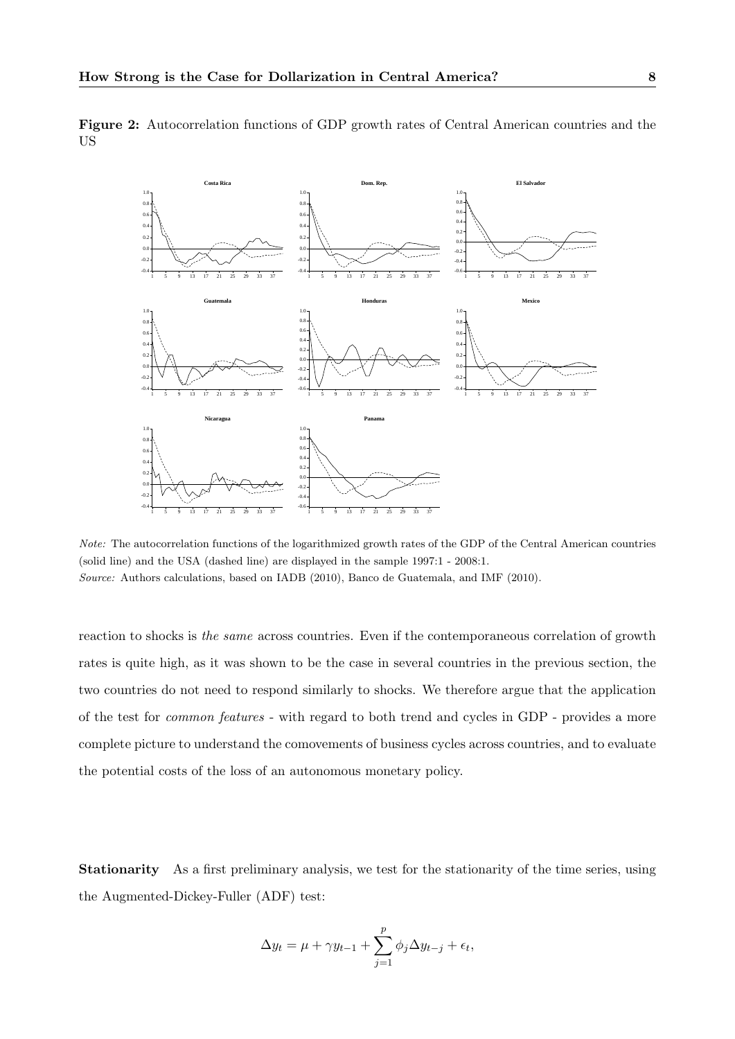**Figure 2:** Autocorrelation functions of GDP growth rates of Central American countries and the US

*Note:* The autocorrelation functions of the logarithmized growth rates of the GDP of the Central American countries (solid line) and the USA (dashed line) are displayed in the sample 1997:1 - 2008:1.
*Source:* Authors calculations, based on IADB (2010), Banco de Guatemala, and IMF (2010).

reaction to shocks is *the same* across countries. Even if the contemporaneous correlation of growth rates is quite high, as it was shown to be the case in several countries in the previous section, the two countries do not need to respond similarly to shocks. We therefore argue that the application of the test for *common features* - with regard to both trend and cycles in GDP - provides a more complete picture to understand the comovements of business cycles across countries, and to evaluate the potential costs of the loss of an autonomous monetary policy.

**Stationarity** As a first preliminary analysis, we test for the stationarity of the time series, using the Augmented-Dickey-Fuller (ADF) test:

$$\Delta y_t = \mu + \gamma y_{t-1} + \sum_{j=1}^{p} \phi_j \Delta y_{t-j} + \epsilon_t,$$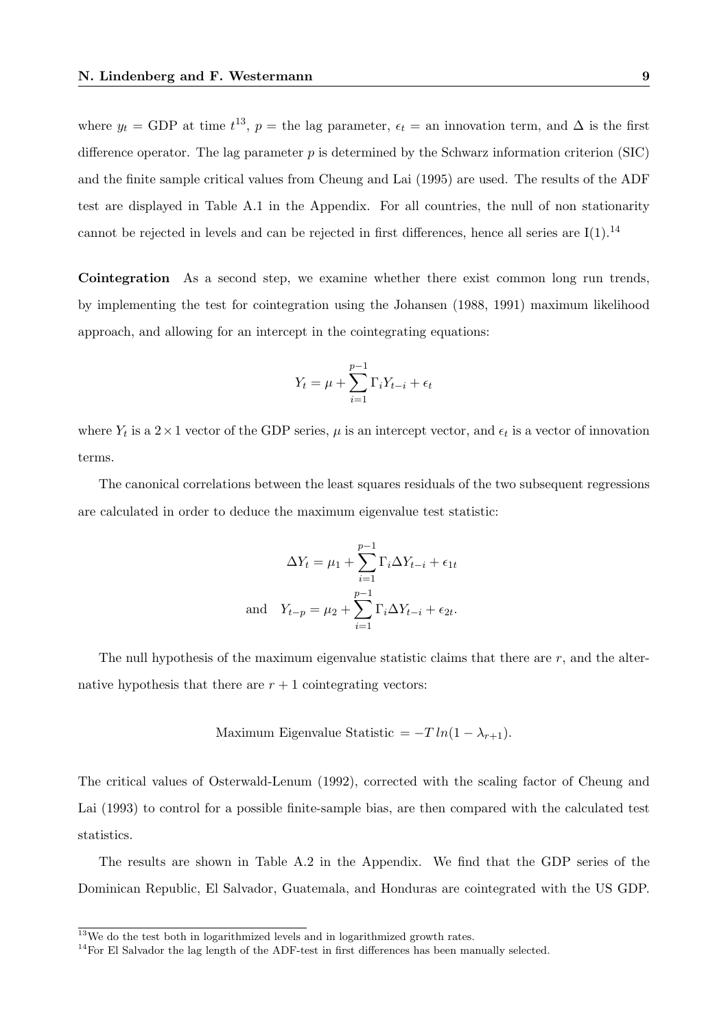where $y_t$ = GDP at time $t$[13], $p$ = the lag parameter, $\epsilon_t$ = an innovation term, and $\Delta$ is the first difference operator. The lag parameter $p$ is determined by the Schwarz information criterion (SIC) and the finite sample critical values from Cheung and Lai (1995) are used. The results of the ADF test are displayed in Table A.1 in the Appendix. For all countries, the null of non stationarity cannot be rejected in levels and can be rejected in first differences, hence all series are I(1).[14]

**Cointegration** As a second step, we examine whether there exist common long run trends, by implementing the test for cointegration using the Johansen (1988, 1991) maximum likelihood approach, and allowing for an intercept in the cointegrating equations:

$$Y_t = \mu + \sum_{i=1}^{p-1} \Gamma_i Y_{t-i} + \epsilon_t$$

where $Y_t$ is a $2 \times 1$ vector of the GDP series, $\mu$ is an intercept vector, and $\epsilon_t$ is a vector of innovation terms.

The canonical correlations between the least squares residuals of the two subsequent regressions are calculated in order to deduce the maximum eigenvalue test statistic:

$$\Delta Y_t = \mu_1 + \sum_{i=1}^{p-1} \Gamma_i \Delta Y_{t-i} + \epsilon_{1t}$$

$$\text{and} \quad Y_{t-p} = \mu_2 + \sum_{i=1}^{p-1} \Gamma_i \Delta Y_{t-i} + \epsilon_{2t}.$$

The null hypothesis of the maximum eigenvalue statistic claims that there are $r$, and the alternative hypothesis that there are $r+1$ cointegrating vectors:

$$\text{Maximum Eigenvalue Statistic } = -T\,ln(1 - \lambda_{r+1}).$$

The critical values of Osterwald-Lenum (1992), corrected with the scaling factor of Cheung and Lai (1993) to control for a possible finite-sample bias, are then compared with the calculated test statistics.

The results are shown in Table A.2 in the Appendix. We find that the GDP series of the Dominican Republic, El Salvador, Guatemala, and Honduras are cointegrated with the US GDP.

[13] We do the test both in logarithmized levels and in logarithmized growth rates.

[14] For El Salvador the lag length of the ADF-test in first differences has been manually selected.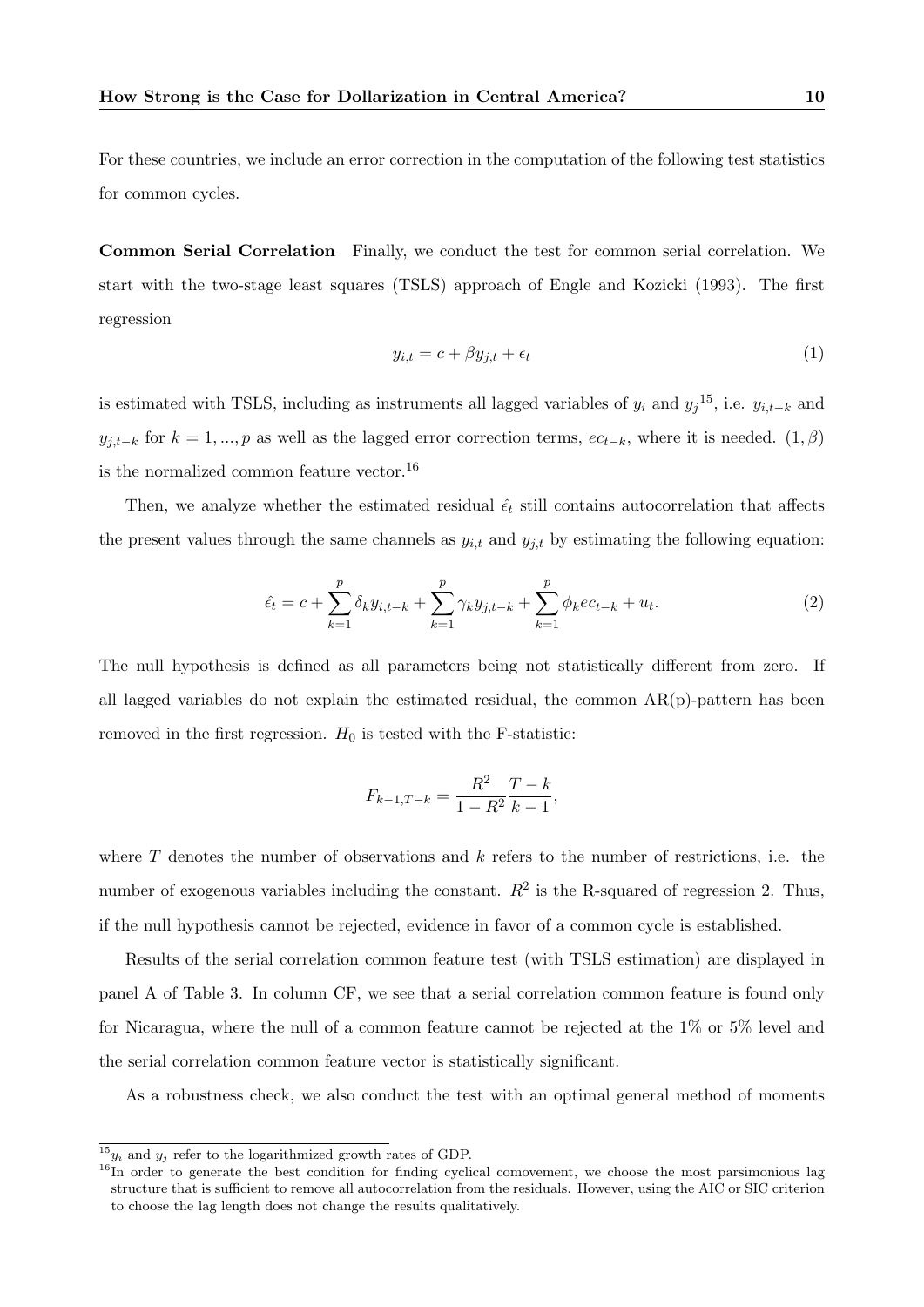For these countries, we include an error correction in the computation of the following test statistics for common cycles.

**Common Serial Correlation** Finally, we conduct the test for common serial correlation. We start with the two-stage least squares (TSLS) approach of Engle and Kozicki (1993). The first regression

$$y_{i,t} = c + \beta y_{j,t} + \epsilon_t \tag{1}$$

is estimated with TSLS, including as instruments all lagged variables of $y_i$ and $y_j$[15], i.e. $y_{i,t-k}$ and $y_{j,t-k}$ for $k = 1, ..., p$ as well as the lagged error correction terms, $ec_{t-k}$, where it is needed. $(1, \beta)$ is the normalized common feature vector.[16]

Then, we analyze whether the estimated residual $\hat{\epsilon}_t$ still contains autocorrelation that affects the present values through the same channels as $y_{i,t}$ and $y_{j,t}$ by estimating the following equation:

$$\hat{\epsilon}_t = c + \sum_{k=1}^{p} \delta_k y_{i,t-k} + \sum_{k=1}^{p} \gamma_k y_{j,t-k} + \sum_{k=1}^{p} \phi_k ec_{t-k} + u_t. \tag{2}$$

The null hypothesis is defined as all parameters being not statistically different from zero. If all lagged variables do not explain the estimated residual, the common AR(p)-pattern has been removed in the first regression. $H_0$ is tested with the F-statistic:

$$F_{k-1,T-k} = \frac{R^2}{1-R^2} \frac{T-k}{k-1},$$

where $T$ denotes the number of observations and $k$ refers to the number of restrictions, i.e. the number of exogenous variables including the constant. $R^2$ is the R-squared of regression 2. Thus, if the null hypothesis cannot be rejected, evidence in favor of a common cycle is established.

Results of the serial correlation common feature test (with TSLS estimation) are displayed in panel A of Table 3. In column CF, we see that a serial correlation common feature is found only for Nicaragua, where the null of a common feature cannot be rejected at the 1% or 5% level and the serial correlation common feature vector is statistically significant.

As a robustness check, we also conduct the test with an optimal general method of moments

---

[15] $y_i$ and $y_j$ refer to the logarithmized growth rates of GDP.

[16] In order to generate the best condition for finding cyclical comovement, we choose the most parsimonious lag structure that is sufficient to remove all autocorrelation from the residuals. However, using the AIC or SIC criterion to choose the lag length does not change the results qualitatively.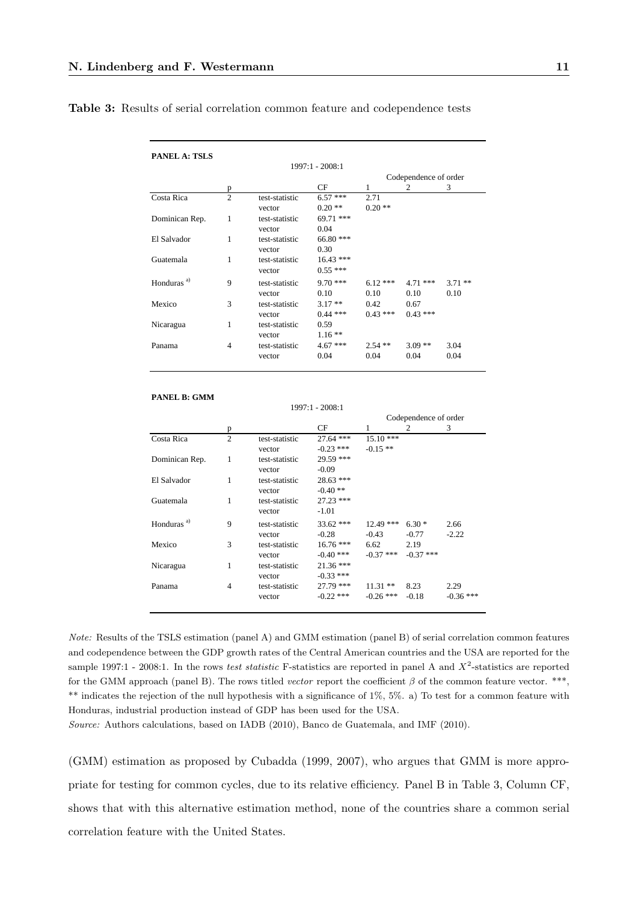**Table 3:** Results of serial correlation common feature and codependence tests

**PANEL A: TSLS**

| | | | 1997:1 - 2008:1 | | | |
|---|---|---|---|---|---|---|
| | | | | Codependence of order | | |
| | p | | CF | 1 | 2 | 3 |
| Costa Rica | 2 | test-statistic | 6.57 *** | 2.71 | | |
| | | vector | 0.20 ** | 0.20 ** | | |
| Dominican Rep. | 1 | test-statistic | 69.71 *** | | | |
| | | vector | 0.04 | | | |
| El Salvador | 1 | test-statistic | 66.80 *** | | | |
| | | vector | 0.30 | | | |
| Guatemala | 1 | test-statistic | 16.43 *** | | | |
| | | vector | 0.55 *** | | | |
| Honduras [a)] | 9 | test-statistic | 9.70 *** | 6.12 *** | 4.71 *** | 3.71 ** |
| | | vector | 0.10 | 0.10 | 0.10 | 0.10 |
| Mexico | 3 | test-statistic | 3.17 ** | 0.42 | 0.67 | |
| | | vector | 0.44 *** | 0.43 *** | 0.43 *** | |
| Nicaragua | 1 | test-statistic | 0.59 | | | |
| | | vector | 1.16 ** | | | |
| Panama | 4 | test-statistic | 4.67 *** | 2.54 ** | 3.09 ** | 3.04 |
| | | vector | 0.04 | 0.04 | 0.04 | 0.04 |

**PANEL B: GMM**

| | | | 1997:1 - 2008:1 | | | |
|---|---|---|---|---|---|---|
| | | | | Codependence of order | | |
| | p | | CF | 1 | 2 | 3 |
| Costa Rica | 2 | test-statistic | 27.64 *** | 15.10 *** | | |
| | | vector | -0.23 *** | -0.15 ** | | |
| Dominican Rep. | 1 | test-statistic | 29.59 *** | | | |
| | | vector | -0.09 | | | |
| El Salvador | 1 | test-statistic | 28.63 *** | | | |
| | | vector | -0.40 ** | | | |
| Guatemala | 1 | test-statistic | 27.23 *** | | | |
| | | vector | -1.01 | | | |
| Honduras [a)] | 9 | test-statistic | 33.62 *** | 12.49 *** | 6.30 * | 2.66 |
| | | vector | -0.28 | -0.43 | -0.77 | -2.22 |
| Mexico | 3 | test-statistic | 16.76 *** | 6.62 | 2.19 | |
| | | vector | -0.40 *** | -0.37 *** | -0.37 *** | |
| Nicaragua | 1 | test-statistic | 21.36 *** | | | |
| | | vector | -0.33 *** | | | |
| Panama | 4 | test-statistic | 27.79 *** | 11.31 ** | 8.23 | 2.29 |
| | | vector | -0.22 *** | -0.26 *** | -0.18 | -0.36 *** |

*Note:* Results of the TSLS estimation (panel A) and GMM estimation (panel B) of serial correlation common features and codependence between the GDP growth rates of the Central American countries and the USA are reported for the sample 1997:1 - 2008:1. In the rows *test statistic* F-statistics are reported in panel A and $X^2$-statistics are reported for the GMM approach (panel B). The rows titled *vector* report the coefficient $\beta$ of the common feature vector. \*\*\*, \*\* indicates the rejection of the null hypothesis with a significance of 1%, 5%. a) To test for a common feature with Honduras, industrial production instead of GDP has been used for the USA.

*Source:* Authors calculations, based on IADB (2010), Banco de Guatemala, and IMF (2010).

(GMM) estimation as proposed by Cubadda (1999, 2007), who argues that GMM is more appropriate for testing for common cycles, due to its relative efficiency. Panel B in Table 3, Column CF, shows that with this alternative estimation method, none of the countries share a common serial correlation feature with the United States.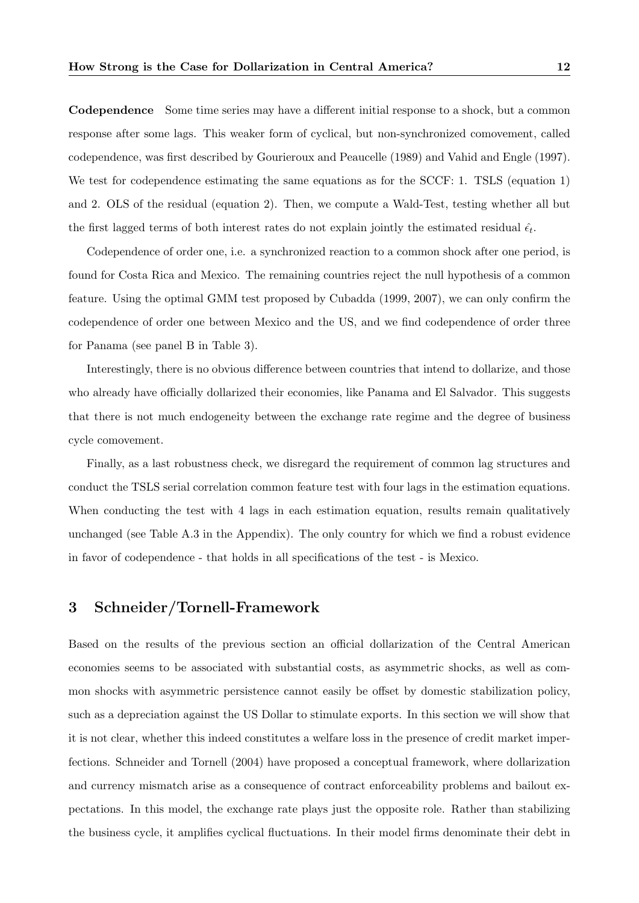**Codependence** Some time series may have a different initial response to a shock, but a common response after some lags. This weaker form of cyclical, but non-synchronized comovement, called codependence, was first described by Gourieroux and Peaucelle (1989) and Vahid and Engle (1997). We test for codependence estimating the same equations as for the SCCF: 1. TSLS (equation 1) and 2. OLS of the residual (equation 2). Then, we compute a Wald-Test, testing whether all but the first lagged terms of both interest rates do not explain jointly the estimated residual $\hat{\epsilon}_t$.

Codependence of order one, i.e. a synchronized reaction to a common shock after one period, is found for Costa Rica and Mexico. The remaining countries reject the null hypothesis of a common feature. Using the optimal GMM test proposed by Cubadda (1999, 2007), we can only confirm the codependence of order one between Mexico and the US, and we find codependence of order three for Panama (see panel B in Table 3).

Interestingly, there is no obvious difference between countries that intend to dollarize, and those who already have officially dollarized their economies, like Panama and El Salvador. This suggests that there is not much endogeneity between the exchange rate regime and the degree of business cycle comovement.

Finally, as a last robustness check, we disregard the requirement of common lag structures and conduct the TSLS serial correlation common feature test with four lags in the estimation equations. When conducting the test with 4 lags in each estimation equation, results remain qualitatively unchanged (see Table A.3 in the Appendix). The only country for which we find a robust evidence in favor of codependence - that holds in all specifications of the test - is Mexico.

## 3 Schneider/Tornell-Framework

Based on the results of the previous section an official dollarization of the Central American economies seems to be associated with substantial costs, as asymmetric shocks, as well as common shocks with asymmetric persistence cannot easily be offset by domestic stabilization policy, such as a depreciation against the US Dollar to stimulate exports. In this section we will show that it is not clear, whether this indeed constitutes a welfare loss in the presence of credit market imperfections. Schneider and Tornell (2004) have proposed a conceptual framework, where dollarization and currency mismatch arise as a consequence of contract enforceability problems and bailout expectations. In this model, the exchange rate plays just the opposite role. Rather than stabilizing the business cycle, it amplifies cyclical fluctuations. In their model firms denominate their debt in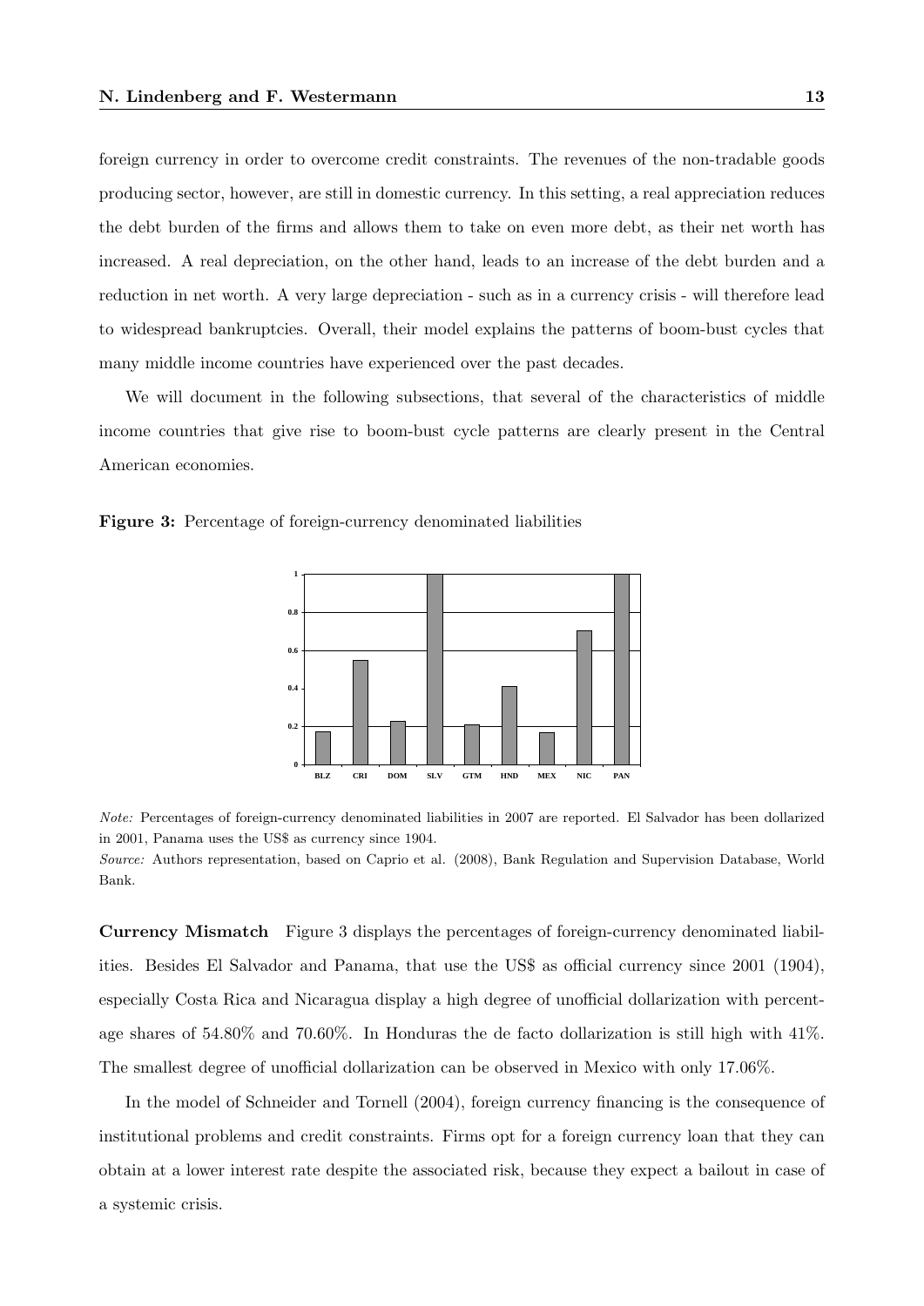foreign currency in order to overcome credit constraints. The revenues of the non-tradable goods producing sector, however, are still in domestic currency. In this setting, a real appreciation reduces the debt burden of the firms and allows them to take on even more debt, as their net worth has increased. A real depreciation, on the other hand, leads to an increase of the debt burden and a reduction in net worth. A very large depreciation - such as in a currency crisis - will therefore lead to widespread bankruptcies. Overall, their model explains the patterns of boom-bust cycles that many middle income countries have experienced over the past decades.

We will document in the following subsections, that several of the characteristics of middle income countries that give rise to boom-bust cycle patterns are clearly present in the Central American economies.

**Figure 3:** Percentage of foreign-currency denominated liabilities

*Note:* Percentages of foreign-currency denominated liabilities in 2007 are reported. El Salvador has been dollarized in 2001, Panama uses the US$ as currency since 1904.
*Source:* Authors representation, based on Caprio et al. (2008), Bank Regulation and Supervision Database, World Bank.

**Currency Mismatch** Figure 3 displays the percentages of foreign-currency denominated liabilities. Besides El Salvador and Panama, that use the US$ as official currency since 2001 (1904), especially Costa Rica and Nicaragua display a high degree of unofficial dollarization with percentage shares of 54.80% and 70.60%. In Honduras the de facto dollarization is still high with 41%. The smallest degree of unofficial dollarization can be observed in Mexico with only 17.06%.

In the model of Schneider and Tornell (2004), foreign currency financing is the consequence of institutional problems and credit constraints. Firms opt for a foreign currency loan that they can obtain at a lower interest rate despite the associated risk, because they expect a bailout in case of a systemic crisis.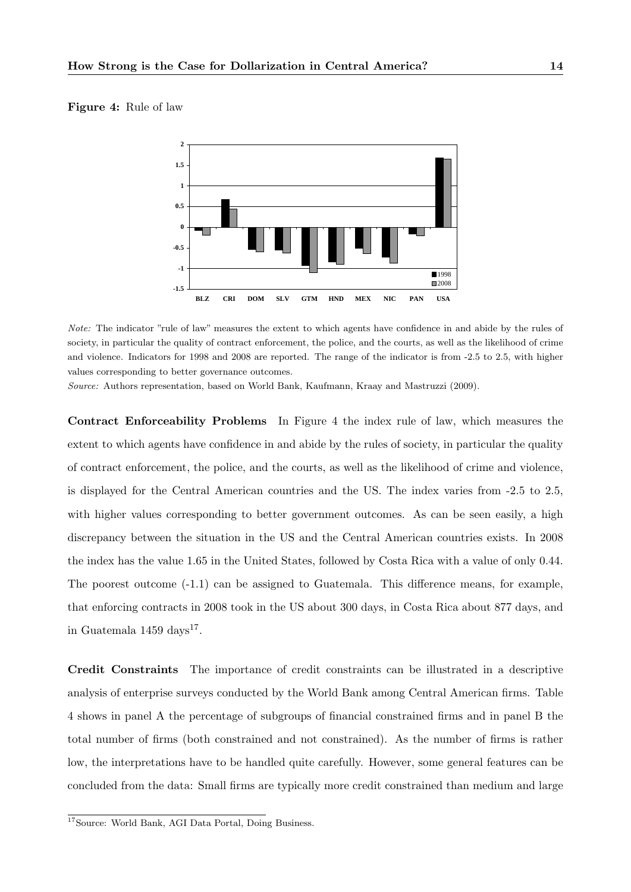**Figure 4:** Rule of law

*Note:* The indicator "rule of law" measures the extent to which agents have confidence in and abide by the rules of society, in particular the quality of contract enforcement, the police, and the courts, as well as the likelihood of crime and violence. Indicators for 1998 and 2008 are reported. The range of the indicator is from -2.5 to 2.5, with higher values corresponding to better governance outcomes.

*Source:* Authors representation, based on World Bank, Kaufmann, Kraay and Mastruzzi (2009).

**Contract Enforceability Problems** In Figure 4 the index rule of law, which measures the extent to which agents have confidence in and abide by the rules of society, in particular the quality of contract enforcement, the police, and the courts, as well as the likelihood of crime and violence, is displayed for the Central American countries and the US. The index varies from -2.5 to 2.5, with higher values corresponding to better government outcomes. As can be seen easily, a high discrepancy between the situation in the US and the Central American countries exists. In 2008 the index has the value 1.65 in the United States, followed by Costa Rica with a value of only 0.44. The poorest outcome (-1.1) can be assigned to Guatemala. This difference means, for example, that enforcing contracts in 2008 took in the US about 300 days, in Costa Rica about 877 days, and in Guatemala 1459 days[17].

**Credit Constraints** The importance of credit constraints can be illustrated in a descriptive analysis of enterprise surveys conducted by the World Bank among Central American firms. Table 4 shows in panel A the percentage of subgroups of financial constrained firms and in panel B the total number of firms (both constrained and not constrained). As the number of firms is rather low, the interpretations have to be handled quite carefully. However, some general features can be concluded from the data: Small firms are typically more credit constrained than medium and large

[17]Source: World Bank, AGI Data Portal, Doing Business.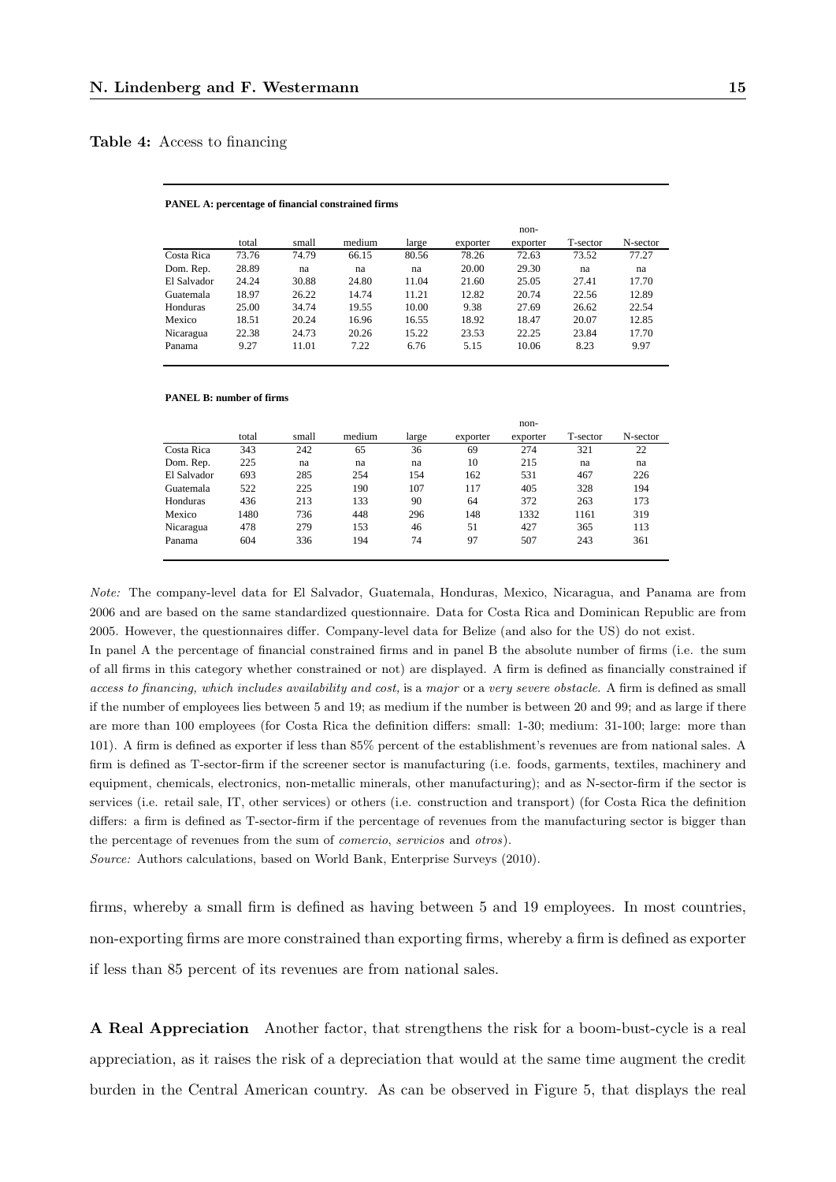**Table 4:** Access to financing

**PANEL A: percentage of financial constrained firms**

| | total | small | medium | large | exporter | non-exporter | T-sector | N-sector |
|---|---|---|---|---|---|---|---|---|
| Costa Rica | 73.76 | 74.79 | 66.15 | 80.56 | 78.26 | 72.63 | 73.52 | 77.27 |
| Dom. Rep. | 28.89 | na | na | na | 20.00 | 29.30 | na | na |
| El Salvador | 24.24 | 30.88 | 24.80 | 11.04 | 21.60 | 25.05 | 27.41 | 17.70 |
| Guatemala | 18.97 | 26.22 | 14.74 | 11.21 | 12.82 | 20.74 | 22.56 | 12.89 |
| Honduras | 25.00 | 34.74 | 19.55 | 10.00 | 9.38 | 27.69 | 26.62 | 22.54 |
| Mexico | 18.51 | 20.24 | 16.96 | 16.55 | 18.92 | 18.47 | 20.07 | 12.85 |
| Nicaragua | 22.38 | 24.73 | 20.26 | 15.22 | 23.53 | 22.25 | 23.84 | 17.70 |
| Panama | 9.27 | 11.01 | 7.22 | 6.76 | 5.15 | 10.06 | 8.23 | 9.97 |

**PANEL B: number of firms**

| | total | small | medium | large | exporter | non-exporter | T-sector | N-sector |
|---|---|---|---|---|---|---|---|---|
| Costa Rica | 343 | 242 | 65 | 36 | 69 | 274 | 321 | 22 |
| Dom. Rep. | 225 | na | na | na | 10 | 215 | na | na |
| El Salvador | 693 | 285 | 254 | 154 | 162 | 531 | 467 | 226 |
| Guatemala | 522 | 225 | 190 | 107 | 117 | 405 | 328 | 194 |
| Honduras | 436 | 213 | 133 | 90 | 64 | 372 | 263 | 173 |
| Mexico | 1480 | 736 | 448 | 296 | 148 | 1332 | 1161 | 319 |
| Nicaragua | 478 | 279 | 153 | 46 | 51 | 427 | 365 | 113 |
| Panama | 604 | 336 | 194 | 74 | 97 | 507 | 243 | 361 |

*Note:* The company-level data for El Salvador, Guatemala, Honduras, Mexico, Nicaragua, and Panama are from 2006 and are based on the same standardized questionnaire. Data for Costa Rica and Dominican Republic are from 2005. However, the questionnaires differ. Company-level data for Belize (and also for the US) do not exist.
In panel A the percentage of financial constrained firms and in panel B the absolute number of firms (i.e. the sum of all firms in this category whether constrained or not) are displayed. A firm is defined as financially constrained if *access to financing, which includes availability and cost,* is a *major* or a *very severe obstacle*. A firm is defined as small if the number of employees lies between 5 and 19; as medium if the number is between 20 and 99; and as large if there are more than 100 employees (for Costa Rica the definition differs: small: 1-30; medium: 31-100; large: more than 101). A firm is defined as exporter if less than 85% percent of the establishment's revenues are from national sales. A firm is defined as T-sector-firm if the screener sector is manufacturing (i.e. foods, garments, textiles, machinery and equipment, chemicals, electronics, non-metallic minerals, other manufacturing); and as N-sector-firm if the sector is services (i.e. retail sale, IT, other services) or others (i.e. construction and transport) (for Costa Rica the definition differs: a firm is defined as T-sector-firm if the percentage of revenues from the manufacturing sector is bigger than the percentage of revenues from the sum of *comercio*, *servicios* and *otros*).
*Source:* Authors calculations, based on World Bank, Enterprise Surveys (2010).

firms, whereby a small firm is defined as having between 5 and 19 employees. In most countries, non-exporting firms are more constrained than exporting firms, whereby a firm is defined as exporter if less than 85 percent of its revenues are from national sales.

**A Real Appreciation** Another factor, that strengthens the risk for a boom-bust-cycle is a real appreciation, as it raises the risk of a depreciation that would at the same time augment the credit burden in the Central American country. As can be observed in Figure 5, that displays the real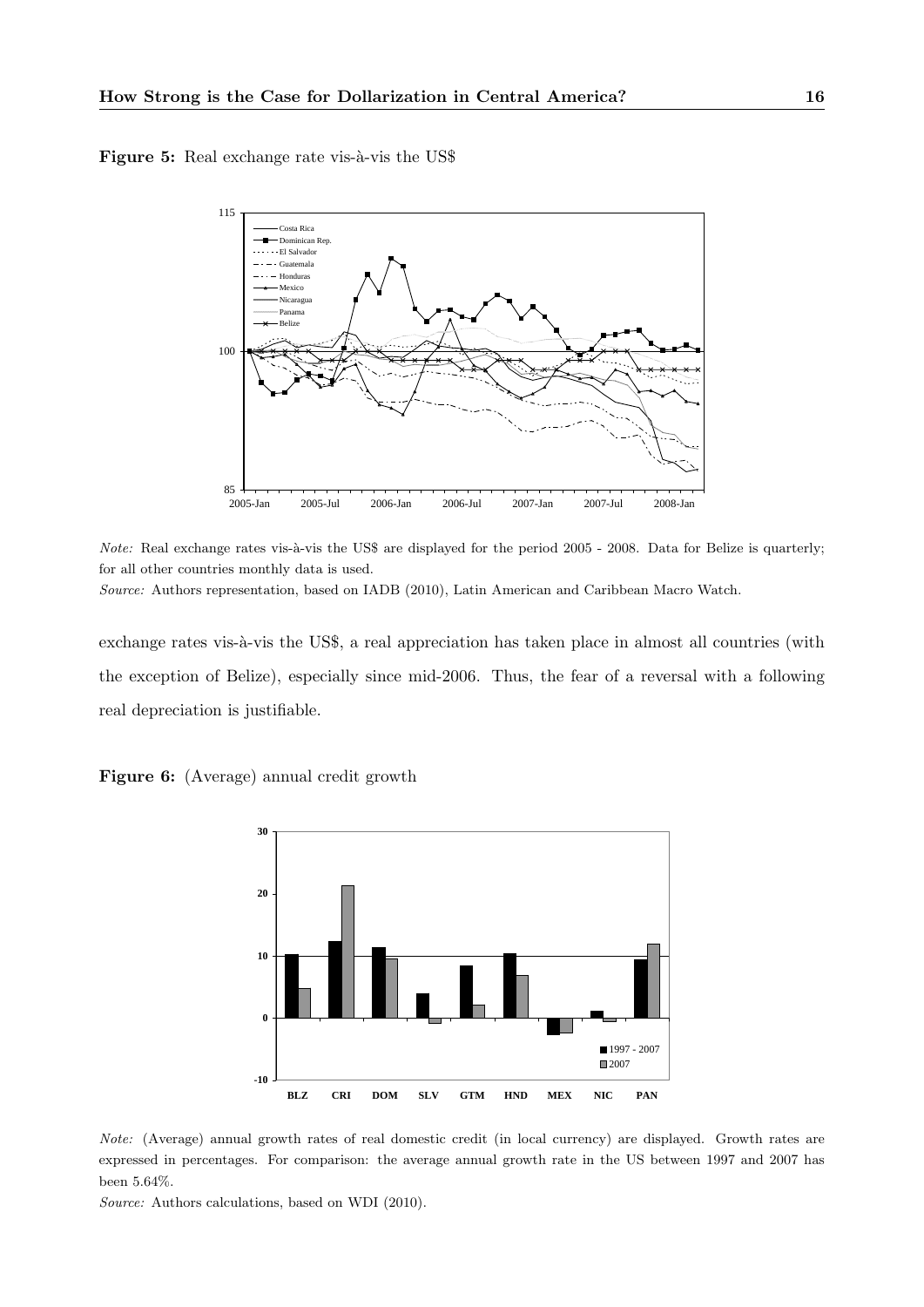**Figure 5:** Real exchange rate vis-à-vis the US$

*Note:* Real exchange rates vis-à-vis the US$ are displayed for the period 2005 - 2008. Data for Belize is quarterly; for all other countries monthly data is used.

*Source:* Authors representation, based on IADB (2010), Latin American and Caribbean Macro Watch.

exchange rates vis-à-vis the US$, a real appreciation has taken place in almost all countries (with the exception of Belize), especially since mid-2006. Thus, the fear of a reversal with a following real depreciation is justifiable.

**Figure 6:** (Average) annual credit growth

*Note:* (Average) annual growth rates of real domestic credit (in local currency) are displayed. Growth rates are expressed in percentages. For comparison: the average annual growth rate in the US between 1997 and 2007 has been 5.64%.

*Source:* Authors calculations, based on WDI (2010).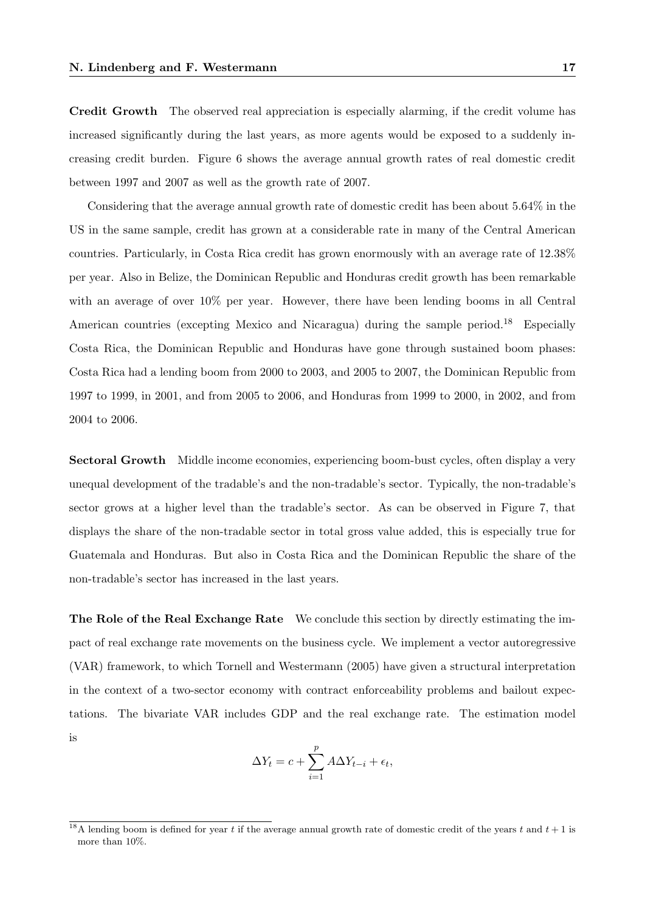**Credit Growth** The observed real appreciation is especially alarming, if the credit volume has increased significantly during the last years, as more agents would be exposed to a suddenly increasing credit burden. Figure 6 shows the average annual growth rates of real domestic credit between 1997 and 2007 as well as the growth rate of 2007.

Considering that the average annual growth rate of domestic credit has been about 5.64% in the US in the same sample, credit has grown at a considerable rate in many of the Central American countries. Particularly, in Costa Rica credit has grown enormously with an average rate of 12.38% per year. Also in Belize, the Dominican Republic and Honduras credit growth has been remarkable with an average of over 10% per year. However, there have been lending booms in all Central American countries (excepting Mexico and Nicaragua) during the sample period.[18] Especially Costa Rica, the Dominican Republic and Honduras have gone through sustained boom phases: Costa Rica had a lending boom from 2000 to 2003, and 2005 to 2007, the Dominican Republic from 1997 to 1999, in 2001, and from 2005 to 2006, and Honduras from 1999 to 2000, in 2002, and from 2004 to 2006.

**Sectoral Growth** Middle income economies, experiencing boom-bust cycles, often display a very unequal development of the tradable's and the non-tradable's sector. Typically, the non-tradable's sector grows at a higher level than the tradable's sector. As can be observed in Figure 7, that displays the share of the non-tradable sector in total gross value added, this is especially true for Guatemala and Honduras. But also in Costa Rica and the Dominican Republic the share of the non-tradable's sector has increased in the last years.

**The Role of the Real Exchange Rate** We conclude this section by directly estimating the impact of real exchange rate movements on the business cycle. We implement a vector autoregressive (VAR) framework, to which Tornell and Westermann (2005) have given a structural interpretation in the context of a two-sector economy with contract enforceability problems and bailout expectations. The bivariate VAR includes GDP and the real exchange rate. The estimation model is

$$\Delta Y_t = c + \sum_{i=1}^{p} A \Delta Y_{t-i} + \epsilon_t,$$

[18] A lending boom is defined for year $t$ if the average annual growth rate of domestic credit of the years $t$ and $t+1$ is more than 10%.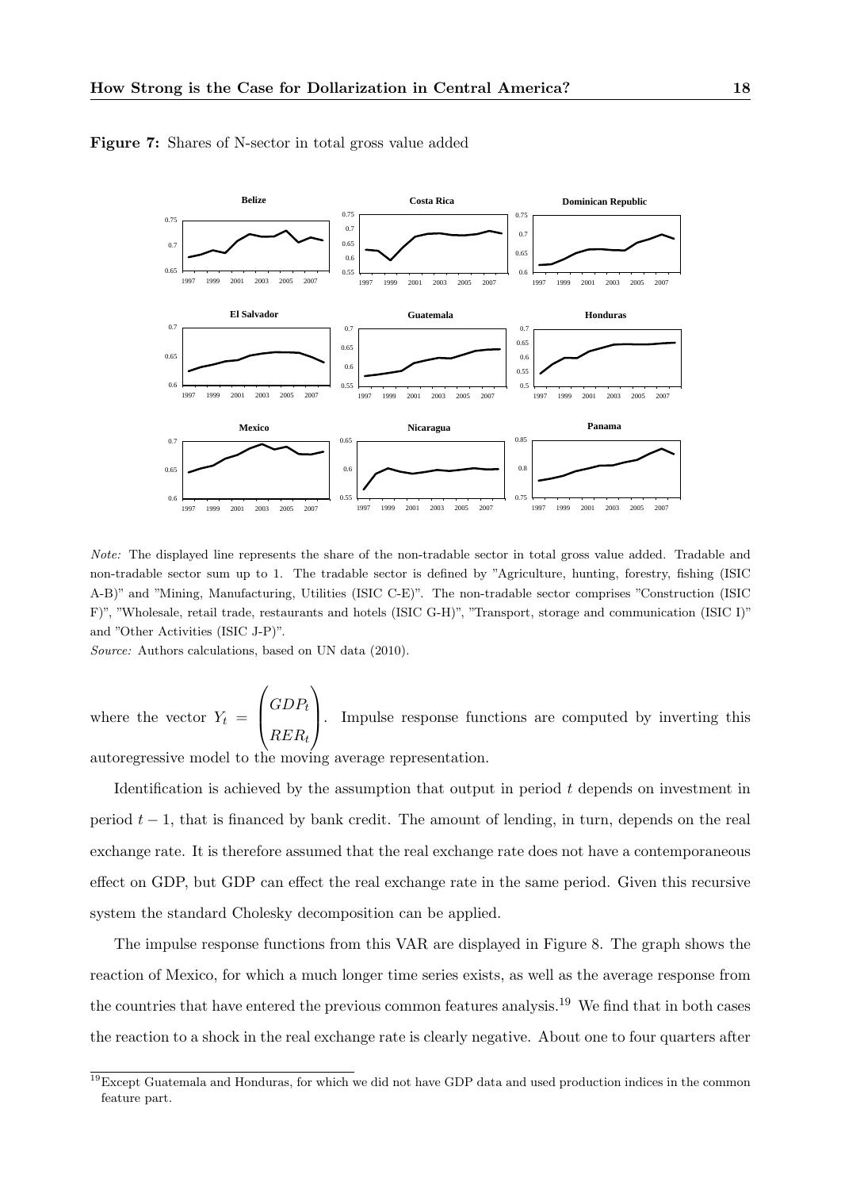**Figure 7:** Shares of N-sector in total gross value added

*Note:* The displayed line represents the share of the non-tradable sector in total gross value added. Tradable and non-tradable sector sum up to 1. The tradable sector is defined by "Agriculture, hunting, forestry, fishing (ISIC A-B)" and "Mining, Manufacturing, Utilities (ISIC C-E)". The non-tradable sector comprises "Construction (ISIC F)", "Wholesale, retail trade, restaurants and hotels (ISIC G-H)", "Transport, storage and communication (ISIC I)" and "Other Activities (ISIC J-P)".

*Source:* Authors calculations, based on UN data (2010).

where the vector $Y_t = \begin{pmatrix} GDP_t \\ RER_t \end{pmatrix}$. Impulse response functions are computed by inverting this autoregressive model to the moving average representation.

Identification is achieved by the assumption that output in period $t$ depends on investment in period $t-1$, that is financed by bank credit. The amount of lending, in turn, depends on the real exchange rate. It is therefore assumed that the real exchange rate does not have a contemporaneous effect on GDP, but GDP can effect the real exchange rate in the same period. Given this recursive system the standard Cholesky decomposition can be applied.

The impulse response functions from this VAR are displayed in Figure 8. The graph shows the reaction of Mexico, for which a much longer time series exists, as well as the average response from the countries that have entered the previous common features analysis.[19] We find that in both cases the reaction to a shock in the real exchange rate is clearly negative. About one to four quarters after

[19] Except Guatemala and Honduras, for which we did not have GDP data and used production indices in the common feature part.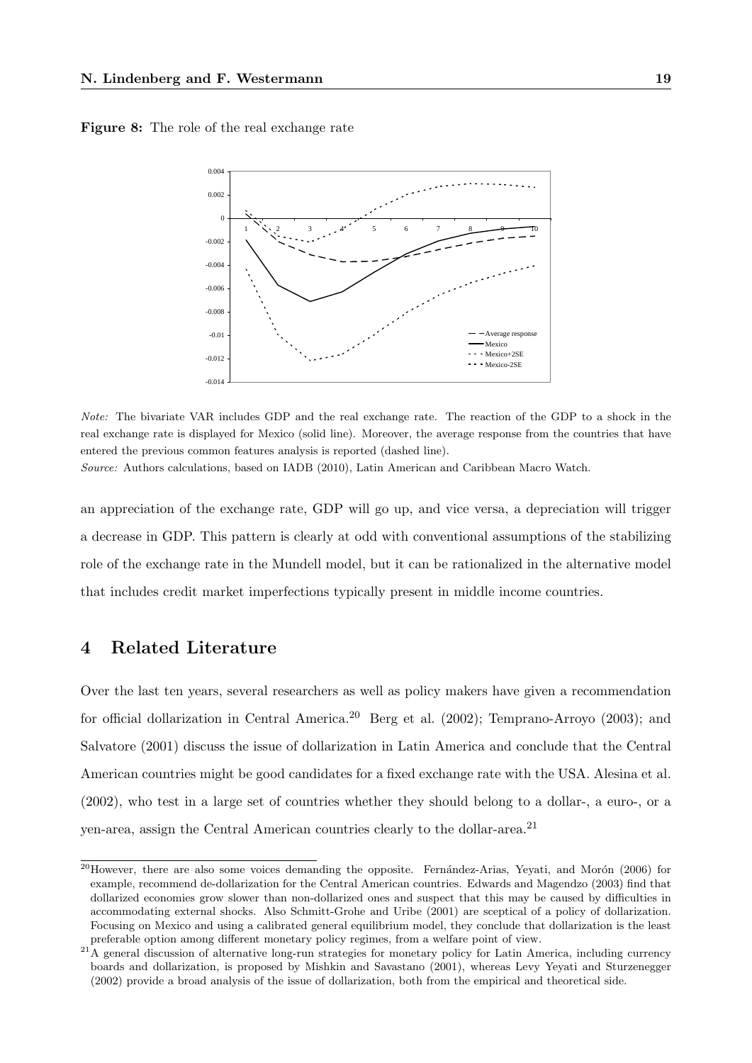**Figure 8:** The role of the real exchange rate

*Note:* The bivariate VAR includes GDP and the real exchange rate. The reaction of the GDP to a shock in the real exchange rate is displayed for Mexico (solid line). Moreover, the average response from the countries that have entered the previous common features analysis is reported (dashed line).

*Source:* Authors calculations, based on IADB (2010), Latin American and Caribbean Macro Watch.

an appreciation of the exchange rate, GDP will go up, and vice versa, a depreciation will trigger a decrease in GDP. This pattern is clearly at odd with conventional assumptions of the stabilizing role of the exchange rate in the Mundell model, but it can be rationalized in the alternative model that includes credit market imperfections typically present in middle income countries.

## 4 Related Literature

Over the last ten years, several researchers as well as policy makers have given a recommendation for official dollarization in Central America.[20] Berg et al. (2002); Temprano-Arroyo (2003); and Salvatore (2001) discuss the issue of dollarization in Latin America and conclude that the Central American countries might be good candidates for a fixed exchange rate with the USA. Alesina et al. (2002), who test in a large set of countries whether they should belong to a dollar-, a euro-, or a yen-area, assign the Central American countries clearly to the dollar-area.[21]

[20] However, there are also some voices demanding the opposite. Fernández-Arias, Yeyati, and Morón (2006) for example, recommend de-dollarization for the Central American countries. Edwards and Magendzo (2003) find that dollarized economies grow slower than non-dollarized ones and suspect that this may be caused by difficulties in accommodating external shocks. Also Schmitt-Grohe and Uribe (2001) are sceptical of a policy of dollarization. Focusing on Mexico and using a calibrated general equilibrium model, they conclude that dollarization is the least preferable option among different monetary policy regimes, from a welfare point of view.

[21] A general discussion of alternative long-run strategies for monetary policy for Latin America, including currency boards and dollarization, is proposed by Mishkin and Savastano (2001), whereas Levy Yeyati and Sturzenegger (2002) provide a broad analysis of the issue of dollarization, both from the empirical and theoretical side.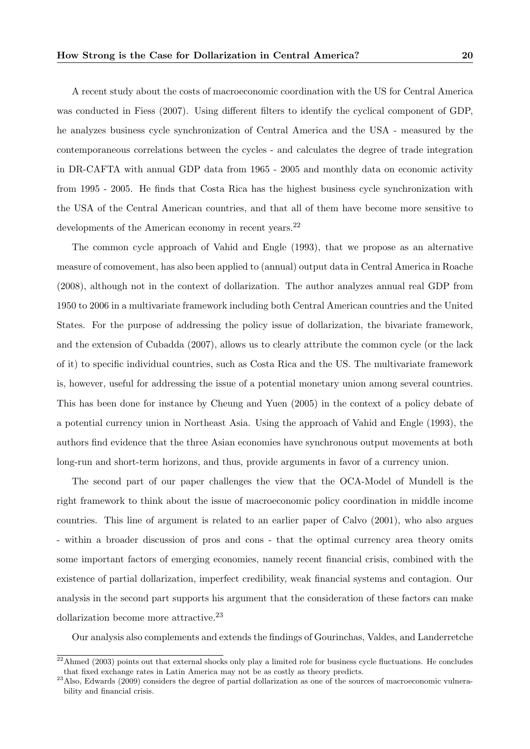A recent study about the costs of macroeconomic coordination with the US for Central America was conducted in Fiess (2007). Using different filters to identify the cyclical component of GDP, he analyzes business cycle synchronization of Central America and the USA - measured by the contemporaneous correlations between the cycles - and calculates the degree of trade integration in DR-CAFTA with annual GDP data from 1965 - 2005 and monthly data on economic activity from 1995 - 2005. He finds that Costa Rica has the highest business cycle synchronization with the USA of the Central American countries, and that all of them have become more sensitive to developments of the American economy in recent years.[22]

The common cycle approach of Vahid and Engle (1993), that we propose as an alternative measure of comovement, has also been applied to (annual) output data in Central America in Roache (2008), although not in the context of dollarization. The author analyzes annual real GDP from 1950 to 2006 in a multivariate framework including both Central American countries and the United States. For the purpose of addressing the policy issue of dollarization, the bivariate framework, and the extension of Cubadda (2007), allows us to clearly attribute the common cycle (or the lack of it) to specific individual countries, such as Costa Rica and the US. The multivariate framework is, however, useful for addressing the issue of a potential monetary union among several countries. This has been done for instance by Cheung and Yuen (2005) in the context of a policy debate of a potential currency union in Northeast Asia. Using the approach of Vahid and Engle (1993), the authors find evidence that the three Asian economies have synchronous output movements at both long-run and short-term horizons, and thus, provide arguments in favor of a currency union.

The second part of our paper challenges the view that the OCA-Model of Mundell is the right framework to think about the issue of macroeconomic policy coordination in middle income countries. This line of argument is related to an earlier paper of Calvo (2001), who also argues - within a broader discussion of pros and cons - that the optimal currency area theory omits some important factors of emerging economies, namely recent financial crisis, combined with the existence of partial dollarization, imperfect credibility, weak financial systems and contagion. Our analysis in the second part supports his argument that the consideration of these factors can make dollarization become more attractive.[23]

Our analysis also complements and extends the findings of Gourinchas, Valdes, and Landerretche

---

[22] Ahmed (2003) points out that external shocks only play a limited role for business cycle fluctuations. He concludes that fixed exchange rates in Latin America may not be as costly as theory predicts.

[23] Also, Edwards (2009) considers the degree of partial dollarization as one of the sources of macroeconomic vulnerability and financial crisis.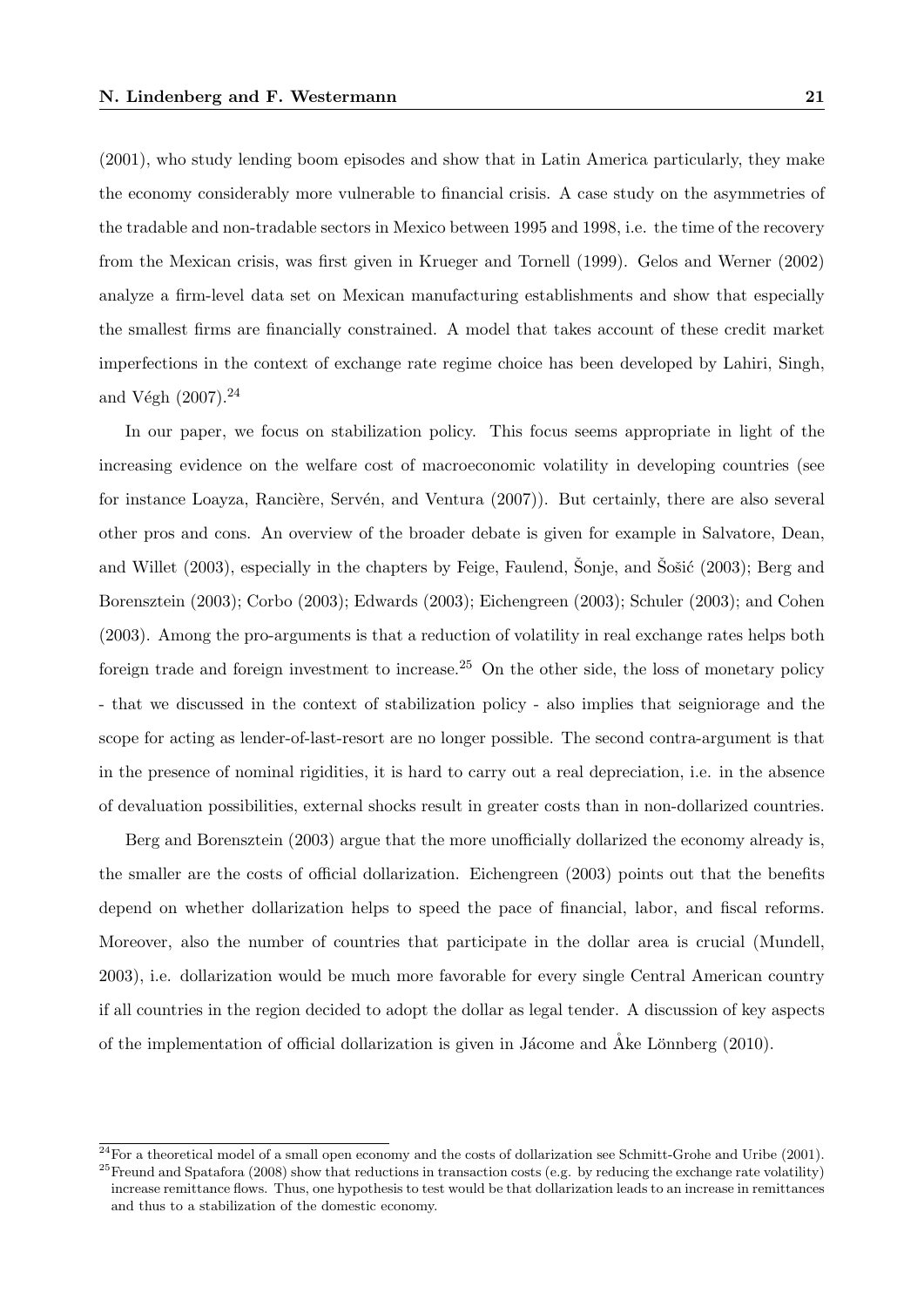(2001), who study lending boom episodes and show that in Latin America particularly, they make the economy considerably more vulnerable to financial crisis. A case study on the asymmetries of the tradable and non-tradable sectors in Mexico between 1995 and 1998, i.e. the time of the recovery from the Mexican crisis, was first given in Krueger and Tornell (1999). Gelos and Werner (2002) analyze a firm-level data set on Mexican manufacturing establishments and show that especially the smallest firms are financially constrained. A model that takes account of these credit market imperfections in the context of exchange rate regime choice has been developed by Lahiri, Singh, and Végh (2007).[24]

In our paper, we focus on stabilization policy. This focus seems appropriate in light of the increasing evidence on the welfare cost of macroeconomic volatility in developing countries (see for instance Loayza, Rancière, Servén, and Ventura (2007)). But certainly, there are also several other pros and cons. An overview of the broader debate is given for example in Salvatore, Dean, and Willet (2003), especially in the chapters by Feige, Faulend, Šonje, and Šošić (2003); Berg and Borensztein (2003); Corbo (2003); Edwards (2003); Eichengreen (2003); Schuler (2003); and Cohen (2003). Among the pro-arguments is that a reduction of volatility in real exchange rates helps both foreign trade and foreign investment to increase.[25] On the other side, the loss of monetary policy - that we discussed in the context of stabilization policy - also implies that seigniorage and the scope for acting as lender-of-last-resort are no longer possible. The second contra-argument is that in the presence of nominal rigidities, it is hard to carry out a real depreciation, i.e. in the absence of devaluation possibilities, external shocks result in greater costs than in non-dollarized countries.

Berg and Borensztein (2003) argue that the more unofficially dollarized the economy already is, the smaller are the costs of official dollarization. Eichengreen (2003) points out that the benefits depend on whether dollarization helps to speed the pace of financial, labor, and fiscal reforms. Moreover, also the number of countries that participate in the dollar area is crucial (Mundell, 2003), i.e. dollarization would be much more favorable for every single Central American country if all countries in the region decided to adopt the dollar as legal tender. A discussion of key aspects of the implementation of official dollarization is given in Jácome and Åke Lönnberg (2010).

[24] For a theoretical model of a small open economy and the costs of dollarization see Schmitt-Grohe and Uribe (2001).

[25] Freund and Spatafora (2008) show that reductions in transaction costs (e.g. by reducing the exchange rate volatility) increase remittance flows. Thus, one hypothesis to test would be that dollarization leads to an increase in remittances and thus to a stabilization of the domestic economy.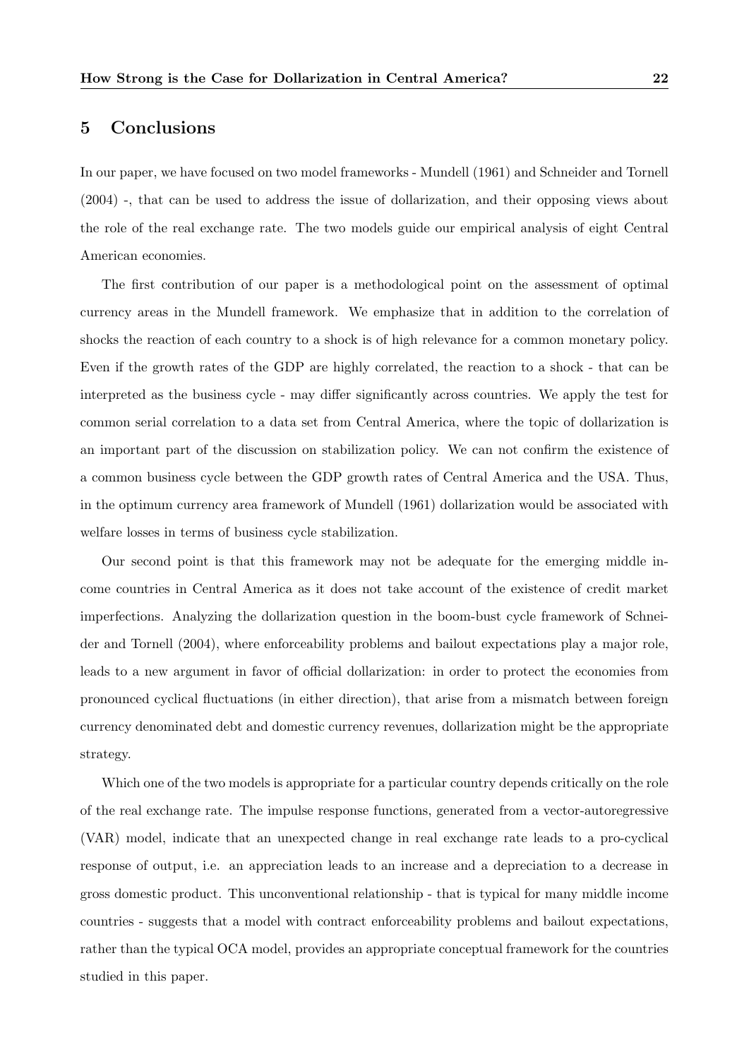## 5 Conclusions

In our paper, we have focused on two model frameworks - Mundell (1961) and Schneider and Tornell (2004) -, that can be used to address the issue of dollarization, and their opposing views about the role of the real exchange rate. The two models guide our empirical analysis of eight Central American economies.

The first contribution of our paper is a methodological point on the assessment of optimal currency areas in the Mundell framework. We emphasize that in addition to the correlation of shocks the reaction of each country to a shock is of high relevance for a common monetary policy. Even if the growth rates of the GDP are highly correlated, the reaction to a shock - that can be interpreted as the business cycle - may differ significantly across countries. We apply the test for common serial correlation to a data set from Central America, where the topic of dollarization is an important part of the discussion on stabilization policy. We can not confirm the existence of a common business cycle between the GDP growth rates of Central America and the USA. Thus, in the optimum currency area framework of Mundell (1961) dollarization would be associated with welfare losses in terms of business cycle stabilization.

Our second point is that this framework may not be adequate for the emerging middle income countries in Central America as it does not take account of the existence of credit market imperfections. Analyzing the dollarization question in the boom-bust cycle framework of Schneider and Tornell (2004), where enforceability problems and bailout expectations play a major role, leads to a new argument in favor of official dollarization: in order to protect the economies from pronounced cyclical fluctuations (in either direction), that arise from a mismatch between foreign currency denominated debt and domestic currency revenues, dollarization might be the appropriate strategy.

Which one of the two models is appropriate for a particular country depends critically on the role of the real exchange rate. The impulse response functions, generated from a vector-autoregressive (VAR) model, indicate that an unexpected change in real exchange rate leads to a pro-cyclical response of output, i.e. an appreciation leads to an increase and a depreciation to a decrease in gross domestic product. This unconventional relationship - that is typical for many middle income countries - suggests that a model with contract enforceability problems and bailout expectations, rather than the typical OCA model, provides an appropriate conceptual framework for the countries studied in this paper.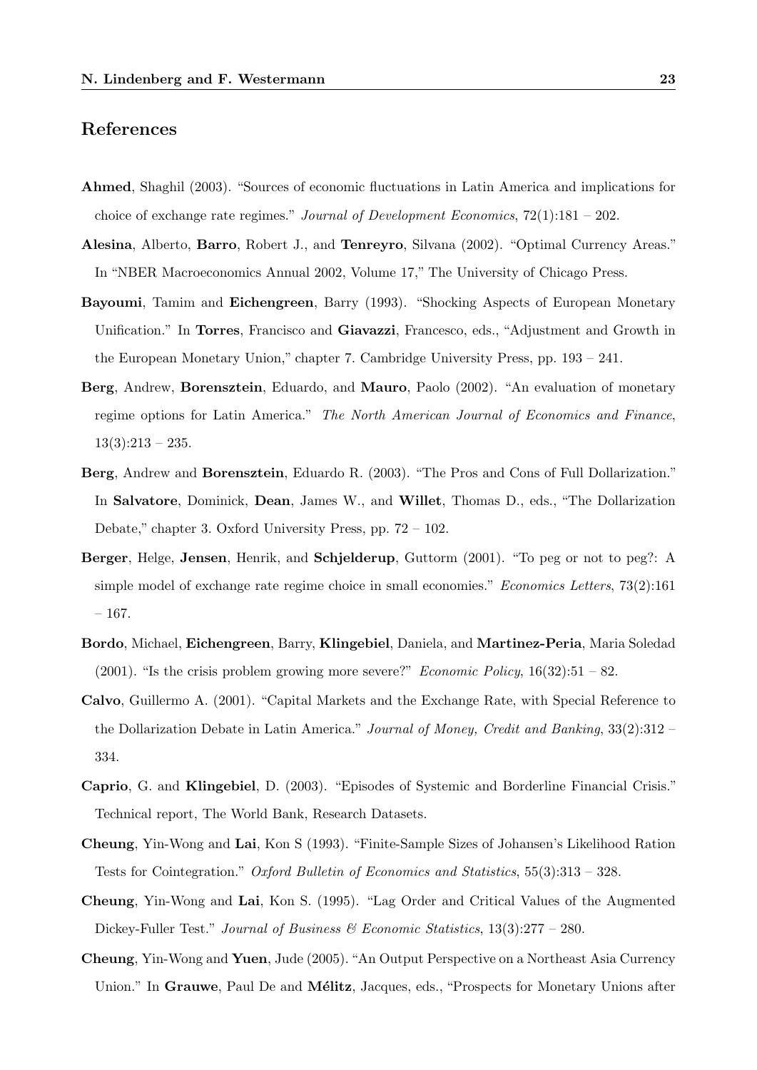## References

**Ahmed**, Shaghil (2003). "Sources of economic fluctuations in Latin America and implications for choice of exchange rate regimes." *Journal of Development Economics*, 72(1):181 – 202.

**Alesina**, Alberto, **Barro**, Robert J., and **Tenreyro**, Silvana (2002). "Optimal Currency Areas." In "NBER Macroeconomics Annual 2002, Volume 17," The University of Chicago Press.

**Bayoumi**, Tamim and **Eichengreen**, Barry (1993). "Shocking Aspects of European Monetary Unification." In **Torres**, Francisco and **Giavazzi**, Francesco, eds., "Adjustment and Growth in the European Monetary Union," chapter 7. Cambridge University Press, pp. 193 – 241.

**Berg**, Andrew, **Borensztein**, Eduardo, and **Mauro**, Paolo (2002). "An evaluation of monetary regime options for Latin America." *The North American Journal of Economics and Finance*, 13(3):213 – 235.

**Berg**, Andrew and **Borensztein**, Eduardo R. (2003). "The Pros and Cons of Full Dollarization." In **Salvatore**, Dominick, **Dean**, James W., and **Willet**, Thomas D., eds., "The Dollarization Debate," chapter 3. Oxford University Press, pp. 72 – 102.

**Berger**, Helge, **Jensen**, Henrik, and **Schjelderup**, Guttorm (2001). "To peg or not to peg?: A simple model of exchange rate regime choice in small economies." *Economics Letters*, 73(2):161 – 167.

**Bordo**, Michael, **Eichengreen**, Barry, **Klingebiel**, Daniela, and **Martinez-Peria**, Maria Soledad (2001). "Is the crisis problem growing more severe?" *Economic Policy*, 16(32):51 – 82.

**Calvo**, Guillermo A. (2001). "Capital Markets and the Exchange Rate, with Special Reference to the Dollarization Debate in Latin America." *Journal of Money, Credit and Banking*, 33(2):312 – 334.

**Caprio**, G. and **Klingebiel**, D. (2003). "Episodes of Systemic and Borderline Financial Crisis." Technical report, The World Bank, Research Datasets.

**Cheung**, Yin-Wong and **Lai**, Kon S (1993). "Finite-Sample Sizes of Johansen's Likelihood Ration Tests for Cointegration." *Oxford Bulletin of Economics and Statistics*, 55(3):313 – 328.

**Cheung**, Yin-Wong and **Lai**, Kon S. (1995). "Lag Order and Critical Values of the Augmented Dickey-Fuller Test." *Journal of Business & Economic Statistics*, 13(3):277 – 280.

**Cheung**, Yin-Wong and **Yuen**, Jude (2005). "An Output Perspective on a Northeast Asia Currency Union." In **Grauwe**, Paul De and **Mélitz**, Jacques, eds., "Prospects for Monetary Unions after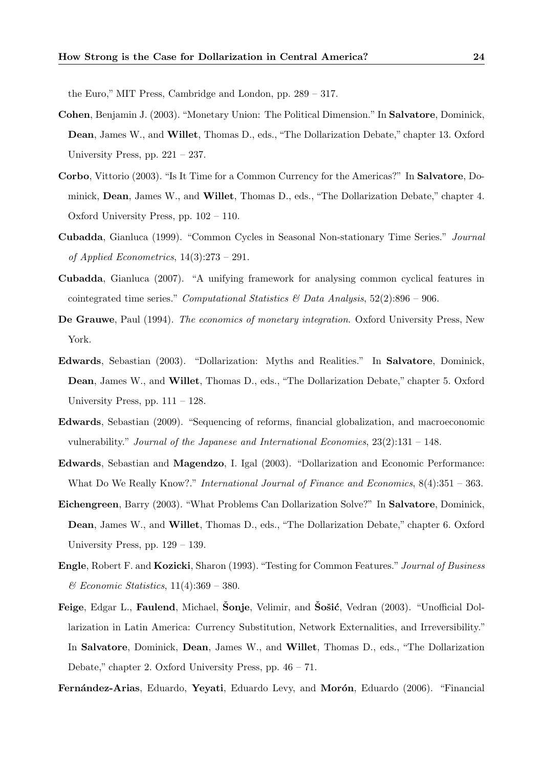the Euro," MIT Press, Cambridge and London, pp. 289 – 317.

**Cohen**, Benjamin J. (2003). "Monetary Union: The Political Dimension." In **Salvatore**, Dominick, **Dean**, James W., and **Willet**, Thomas D., eds., "The Dollarization Debate," chapter 13. Oxford University Press, pp. 221 – 237.

**Corbo**, Vittorio (2003). "Is It Time for a Common Currency for the Americas?" In **Salvatore**, Dominick, **Dean**, James W., and **Willet**, Thomas D., eds., "The Dollarization Debate," chapter 4. Oxford University Press, pp. 102 – 110.

**Cubadda**, Gianluca (1999). "Common Cycles in Seasonal Non-stationary Time Series." *Journal of Applied Econometrics*, 14(3):273 – 291.

**Cubadda**, Gianluca (2007). "A unifying framework for analysing common cyclical features in cointegrated time series." *Computational Statistics & Data Analysis*, 52(2):896 – 906.

**De Grauwe**, Paul (1994). *The economics of monetary integration*. Oxford University Press, New York.

**Edwards**, Sebastian (2003). "Dollarization: Myths and Realities." In **Salvatore**, Dominick, **Dean**, James W., and **Willet**, Thomas D., eds., "The Dollarization Debate," chapter 5. Oxford University Press, pp. 111 – 128.

**Edwards**, Sebastian (2009). "Sequencing of reforms, financial globalization, and macroeconomic vulnerability." *Journal of the Japanese and International Economies*, 23(2):131 – 148.

**Edwards**, Sebastian and **Magendzo**, I. Igal (2003). "Dollarization and Economic Performance: What Do We Really Know?." *International Journal of Finance and Economics*, 8(4):351 – 363.

**Eichengreen**, Barry (2003). "What Problems Can Dollarization Solve?" In **Salvatore**, Dominick, **Dean**, James W., and **Willet**, Thomas D., eds., "The Dollarization Debate," chapter 6. Oxford University Press, pp. 129 – 139.

**Engle**, Robert F. and **Kozicki**, Sharon (1993). "Testing for Common Features." *Journal of Business & Economic Statistics*, 11(4):369 – 380.

**Feige**, Edgar L., **Faulend**, Michael, **Šonje**, Velimir, and **Šošić**, Vedran (2003). "Unofficial Dollarization in Latin America: Currency Substitution, Network Externalities, and Irreversibility." In **Salvatore**, Dominick, **Dean**, James W., and **Willet**, Thomas D., eds., "The Dollarization Debate," chapter 2. Oxford University Press, pp. 46 – 71.

**Fernández-Arias**, Eduardo, **Yeyati**, Eduardo Levy, and **Morón**, Eduardo (2006). "Financial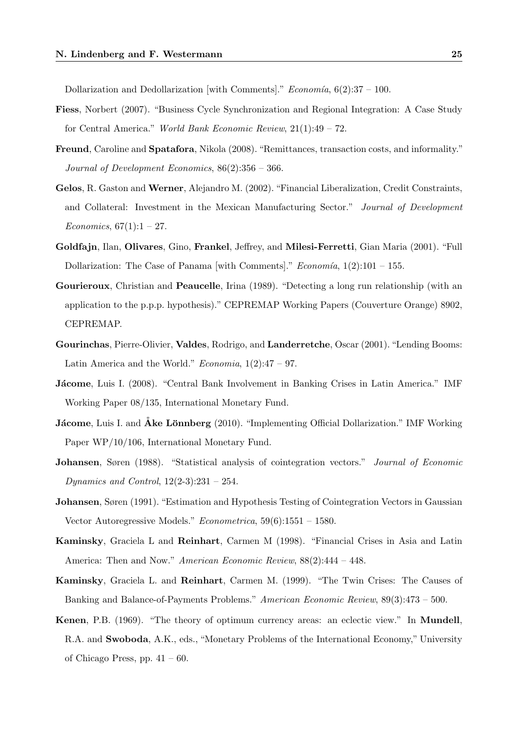Dollarization and Dedollarization [with Comments]." *Economía*, 6(2):37 – 100.

**Fiess**, Norbert (2007). "Business Cycle Synchronization and Regional Integration: A Case Study for Central America." *World Bank Economic Review*, 21(1):49 – 72.

**Freund**, Caroline and **Spatafora**, Nikola (2008). "Remittances, transaction costs, and informality." *Journal of Development Economics*, 86(2):356 – 366.

**Gelos**, R. Gaston and **Werner**, Alejandro M. (2002). "Financial Liberalization, Credit Constraints, and Collateral: Investment in the Mexican Manufacturing Sector." *Journal of Development Economics*, 67(1):1 – 27.

**Goldfajn**, Ilan, **Olivares**, Gino, **Frankel**, Jeffrey, and **Milesi-Ferretti**, Gian Maria (2001). "Full Dollarization: The Case of Panama [with Comments]." *Economía*, 1(2):101 – 155.

**Gourieroux**, Christian and **Peaucelle**, Irina (1989). "Detecting a long run relationship (with an application to the p.p.p. hypothesis)." CEPREMAP Working Papers (Couverture Orange) 8902, CEPREMAP.

**Gourinchas**, Pierre-Olivier, **Valdes**, Rodrigo, and **Landerretche**, Oscar (2001). "Lending Booms: Latin America and the World." *Economia*, 1(2):47 – 97.

**Jácome**, Luis I. (2008). "Central Bank Involvement in Banking Crises in Latin America." IMF Working Paper 08/135, International Monetary Fund.

**Jácome**, Luis I. and **Åke Lönnberg** (2010). "Implementing Official Dollarization." IMF Working Paper WP/10/106, International Monetary Fund.

**Johansen**, Søren (1988). "Statistical analysis of cointegration vectors." *Journal of Economic Dynamics and Control*, 12(2-3):231 – 254.

**Johansen**, Søren (1991). "Estimation and Hypothesis Testing of Cointegration Vectors in Gaussian Vector Autoregressive Models." *Econometrica*, 59(6):1551 – 1580.

**Kaminsky**, Graciela L and **Reinhart**, Carmen M (1998). "Financial Crises in Asia and Latin America: Then and Now." *American Economic Review*, 88(2):444 – 448.

**Kaminsky**, Graciela L. and **Reinhart**, Carmen M. (1999). "The Twin Crises: The Causes of Banking and Balance-of-Payments Problems." *American Economic Review*, 89(3):473 – 500.

**Kenen**, P.B. (1969). "The theory of optimum currency areas: an eclectic view." In **Mundell**, R.A. and **Swoboda**, A.K., eds., "Monetary Problems of the International Economy," University of Chicago Press, pp. 41 – 60.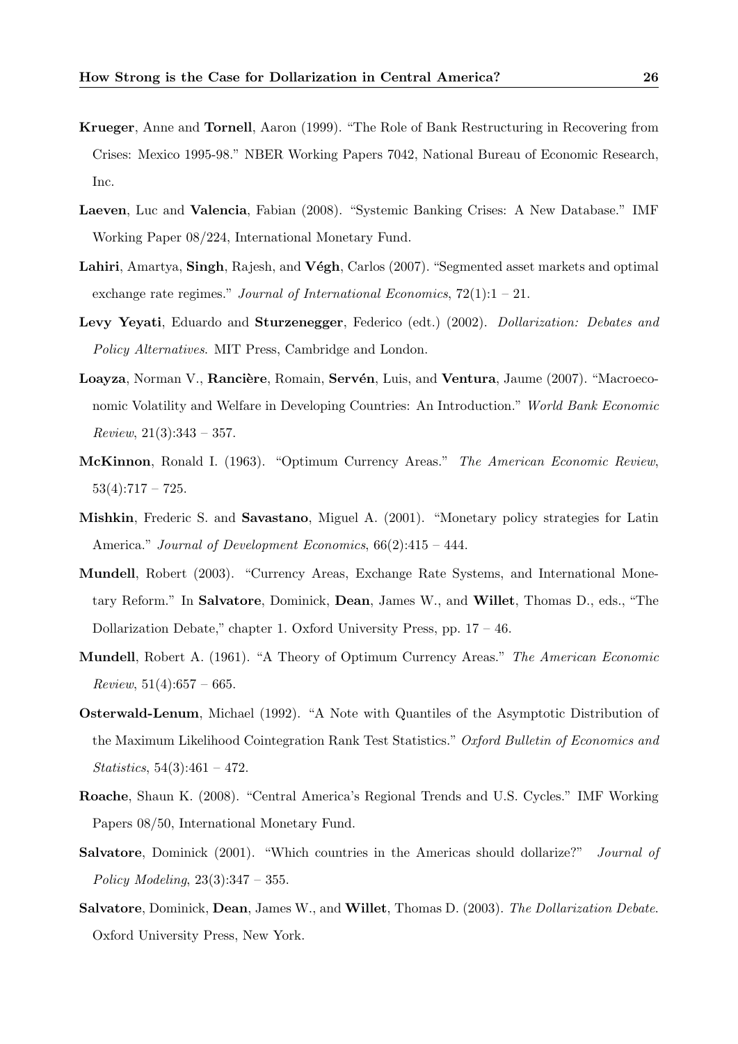**Krueger**, Anne and **Tornell**, Aaron (1999). "The Role of Bank Restructuring in Recovering from Crises: Mexico 1995-98." NBER Working Papers 7042, National Bureau of Economic Research, Inc.

**Laeven**, Luc and **Valencia**, Fabian (2008). "Systemic Banking Crises: A New Database." IMF Working Paper 08/224, International Monetary Fund.

**Lahiri**, Amartya, **Singh**, Rajesh, and **Végh**, Carlos (2007). "Segmented asset markets and optimal exchange rate regimes." *Journal of International Economics*, 72(1):1 – 21.

**Levy Yeyati**, Eduardo and **Sturzenegger**, Federico (edt.) (2002). *Dollarization: Debates and Policy Alternatives*. MIT Press, Cambridge and London.

**Loayza**, Norman V., **Rancière**, Romain, **Servén**, Luis, and **Ventura**, Jaume (2007). "Macroeconomic Volatility and Welfare in Developing Countries: An Introduction." *World Bank Economic Review*, 21(3):343 – 357.

**McKinnon**, Ronald I. (1963). "Optimum Currency Areas." *The American Economic Review*, 53(4):717 – 725.

**Mishkin**, Frederic S. and **Savastano**, Miguel A. (2001). "Monetary policy strategies for Latin America." *Journal of Development Economics*, 66(2):415 – 444.

**Mundell**, Robert (2003). "Currency Areas, Exchange Rate Systems, and International Monetary Reform." In **Salvatore**, Dominick, **Dean**, James W., and **Willet**, Thomas D., eds., "The Dollarization Debate," chapter 1. Oxford University Press, pp. 17 – 46.

**Mundell**, Robert A. (1961). "A Theory of Optimum Currency Areas." *The American Economic Review*, 51(4):657 – 665.

**Osterwald-Lenum**, Michael (1992). "A Note with Quantiles of the Asymptotic Distribution of the Maximum Likelihood Cointegration Rank Test Statistics." *Oxford Bulletin of Economics and Statistics*, 54(3):461 – 472.

**Roache**, Shaun K. (2008). "Central America's Regional Trends and U.S. Cycles." IMF Working Papers 08/50, International Monetary Fund.

**Salvatore**, Dominick (2001). "Which countries in the Americas should dollarize?" *Journal of Policy Modeling*, 23(3):347 – 355.

**Salvatore**, Dominick, **Dean**, James W., and **Willet**, Thomas D. (2003). *The Dollarization Debate*. Oxford University Press, New York.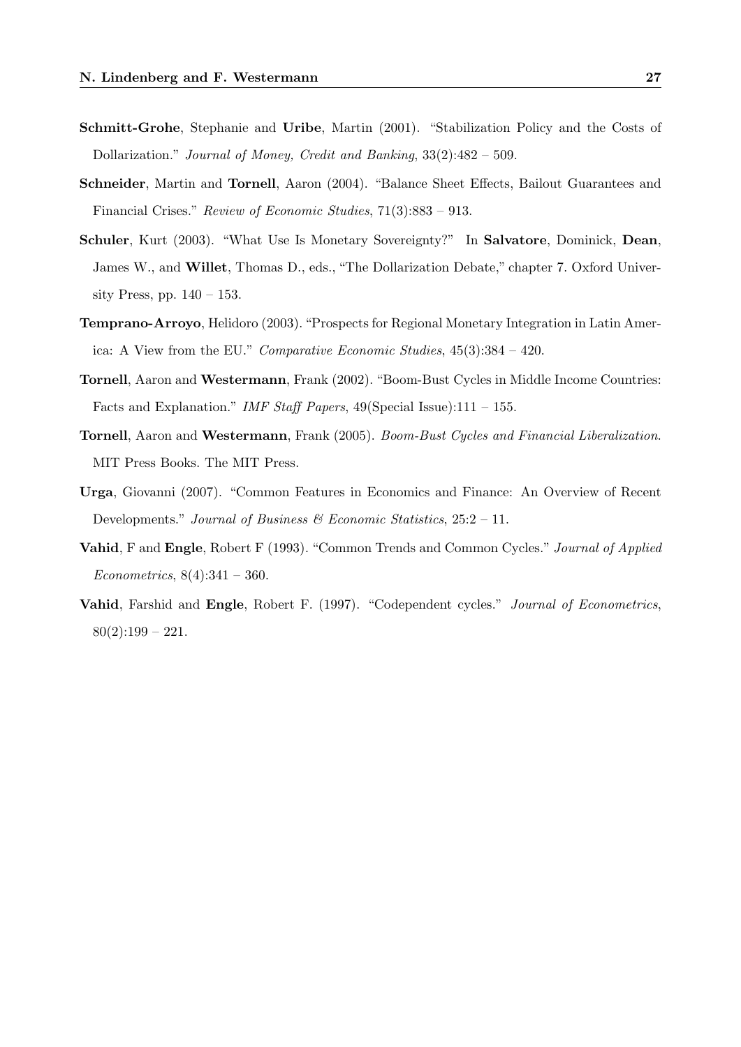**Schmitt-Grohe**, Stephanie and **Uribe**, Martin (2001). "Stabilization Policy and the Costs of Dollarization." *Journal of Money, Credit and Banking*, 33(2):482 – 509.

**Schneider**, Martin and **Tornell**, Aaron (2004). "Balance Sheet Effects, Bailout Guarantees and Financial Crises." *Review of Economic Studies*, 71(3):883 – 913.

**Schuler**, Kurt (2003). "What Use Is Monetary Sovereignty?" In **Salvatore**, Dominick, **Dean**, James W., and **Willet**, Thomas D., eds., "The Dollarization Debate," chapter 7. Oxford University Press, pp. 140 – 153.

**Temprano-Arroyo**, Helidoro (2003). "Prospects for Regional Monetary Integration in Latin America: A View from the EU." *Comparative Economic Studies*, 45(3):384 – 420.

**Tornell**, Aaron and **Westermann**, Frank (2002). "Boom-Bust Cycles in Middle Income Countries: Facts and Explanation." *IMF Staff Papers*, 49(Special Issue):111 – 155.

**Tornell**, Aaron and **Westermann**, Frank (2005). *Boom-Bust Cycles and Financial Liberalization*. MIT Press Books. The MIT Press.

**Urga**, Giovanni (2007). "Common Features in Economics and Finance: An Overview of Recent Developments." *Journal of Business & Economic Statistics*, 25:2 – 11.

**Vahid**, F and **Engle**, Robert F (1993). "Common Trends and Common Cycles." *Journal of Applied Econometrics*, 8(4):341 – 360.

**Vahid**, Farshid and **Engle**, Robert F. (1997). "Codependent cycles." *Journal of Econometrics*, 80(2):199 – 221.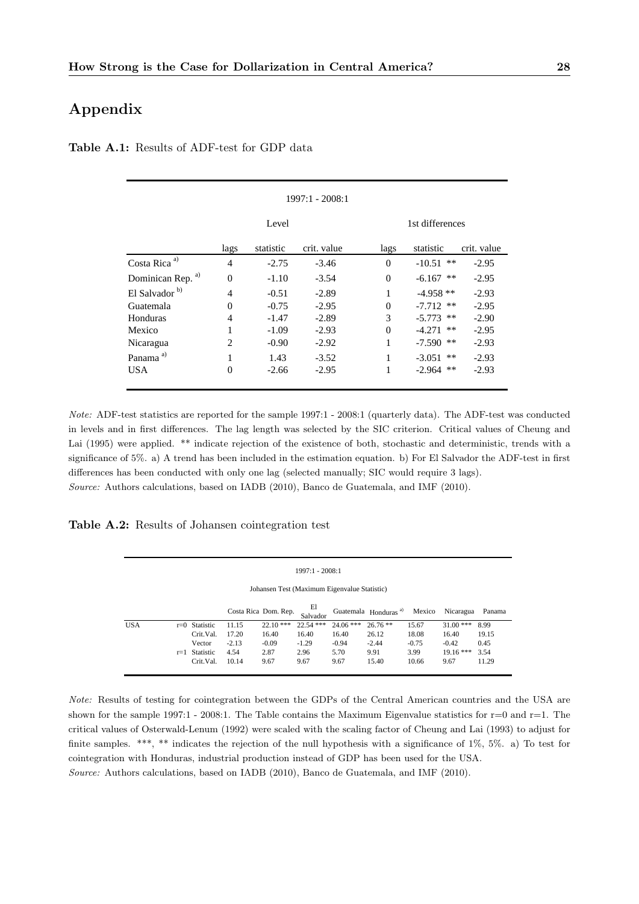# Appendix

**Table A.1:** Results of ADF-test for GDP data

| | 1997:1 - 2008:1 | | | | | |
|---|---|---|---|---|---|---|
| | Level | | | 1st differences | | |
| | lags | statistic | crit. value | lags | statistic | crit. value |
| Costa Rica [a)] | 4 | -2.75 | -3.46 | 0 | -10.51 ** | -2.95 |
| Dominican Rep. [a)] | 0 | -1.10 | -3.54 | 0 | -6.167 ** | -2.95 |
| El Salvador [b)] | 4 | -0.51 | -2.89 | 1 | -4.958 ** | -2.93 |
| Guatemala | 0 | -0.75 | -2.95 | 0 | -7.712 ** | -2.95 |
| Honduras | 4 | -1.47 | -2.89 | 3 | -5.773 ** | -2.90 |
| Mexico | 1 | -1.09 | -2.93 | 0 | -4.271 ** | -2.95 |
| Nicaragua | 2 | -0.90 | -2.92 | 1 | -7.590 ** | -2.93 |
| Panama [a)] | 1 | 1.43 | -3.52 | 1 | -3.051 ** | -2.93 |
| USA | 0 | -2.66 | -2.95 | 1 | -2.964 ** | -2.93 |

*Note:* ADF-test statistics are reported for the sample 1997:1 - 2008:1 (quarterly data). The ADF-test was conducted in levels and in first differences. The lag length was selected by the SIC criterion. Critical values of Cheung and Lai (1995) were applied. ** indicate rejection of the existence of both, stochastic and deterministic, trends with a significance of 5%. a) A trend has been included in the estimation equation. b) For El Salvador the ADF-test in first differences has been conducted with only one lag (selected manually; SIC would require 3 lags).
*Source:* Authors calculations, based on IADB (2010), Banco de Guatemala, and IMF (2010).

**Table A.2:** Results of Johansen cointegration test

| 1997:1 - 2008:1 Johansen Test (Maximum Eigenvalue Statistic) | | | | | | | | | | |
|---|---|---|---|---|---|---|---|---|---|---|
| | | | Costa Rica | Dom. Rep. | El Salvador | Guatemala | Honduras [a)] | Mexico | Nicaragua | Panama |
| USA | r=0 | Statistic | 11.15 | 22.10 *** | 22.54 *** | 24.06 *** | 26.76 ** | 15.67 | 31.00 *** | 8.99 |
| | | Crit.Val. | 17.20 | 16.40 | 16.40 | 16.40 | 26.12 | 18.08 | 16.40 | 19.15 |
| | | Vector | -2.13 | -0.09 | -1.29 | -0.94 | -2.44 | -0.75 | -0.42 | 0.45 |
| | r=1 | Statistic | 4.54 | 2.87 | 2.96 | 5.70 | 9.91 | 3.99 | 19.16 *** | 3.54 |
| | | Crit.Val. | 10.14 | 9.67 | 9.67 | 9.67 | 15.40 | 10.66 | 9.67 | 11.29 |

*Note:* Results of testing for cointegration between the GDPs of the Central American countries and the USA are shown for the sample 1997:1 - 2008:1. The Table contains the Maximum Eigenvalue statistics for r=0 and r=1. The critical values of Osterwald-Lenum (1992) were scaled with the scaling factor of Cheung and Lai (1993) to adjust for finite samples. ***, ** indicates the rejection of the null hypothesis with a significance of 1%, 5%. a) To test for cointegration with Honduras, industrial production instead of GDP has been used for the USA.
*Source:* Authors calculations, based on IADB (2010), Banco de Guatemala, and IMF (2010).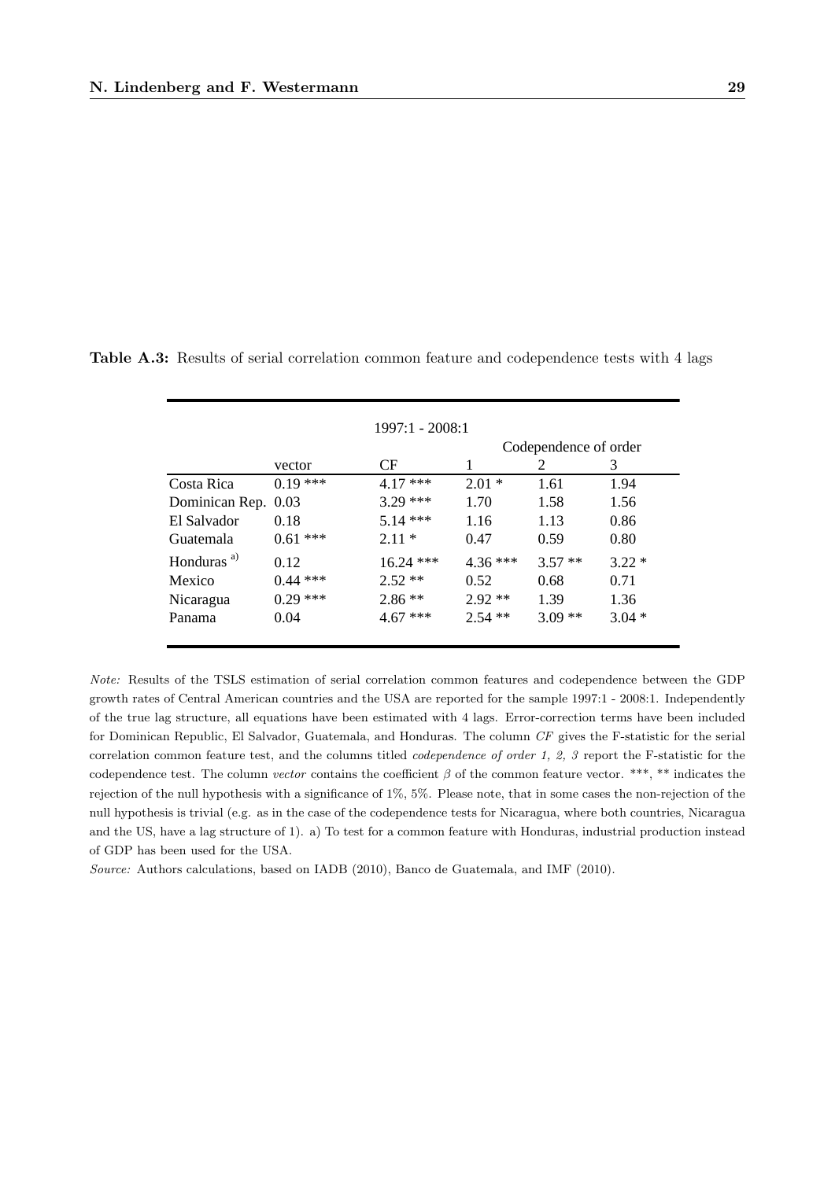**Table A.3:** Results of serial correlation common feature and codependence tests with 4 lags

| | 1997:1 - 2008:1 | | | | |
|---|---|---|---|---|---|
| | | | Codependence of order | | |
| | vector | CF | 1 | 2 | 3 |
| Costa Rica | 0.19 *** | 4.17 *** | 2.01 * | 1.61 | 1.94 |
| Dominican Rep. | 0.03 | 3.29 *** | 1.70 | 1.58 | 1.56 |
| El Salvador | 0.18 | 5.14 *** | 1.16 | 1.13 | 0.86 |
| Guatemala | 0.61 *** | 2.11 * | 0.47 | 0.59 | 0.80 |
| Honduras [a)] | 0.12 | 16.24 *** | 4.36 *** | 3.57 ** | 3.22 * |
| Mexico | 0.44 *** | 2.52 ** | 0.52 | 0.68 | 0.71 |
| Nicaragua | 0.29 *** | 2.86 ** | 2.92 ** | 1.39 | 1.36 |
| Panama | 0.04 | 4.67 *** | 2.54 ** | 3.09 ** | 3.04 * |

*Note:* Results of the TSLS estimation of serial correlation common features and codependence between the GDP growth rates of Central American countries and the USA are reported for the sample 1997:1 - 2008:1. Independently of the true lag structure, all equations have been estimated with 4 lags. Error-correction terms have been included for Dominican Republic, El Salvador, Guatemala, and Honduras. The column *CF* gives the F-statistic for the serial correlation common feature test, and the columns titled *codependence of order 1, 2, 3* report the F-statistic for the codependence test. The column *vector* contains the coefficient $\beta$ of the common feature vector. ***, ** indicates the rejection of the null hypothesis with a significance of 1%, 5%. Please note, that in some cases the non-rejection of the null hypothesis is trivial (e.g. as in the case of the codependence tests for Nicaragua, where both countries, Nicaragua and the US, have a lag structure of 1). a) To test for a common feature with Honduras, industrial production instead of GDP has been used for the USA.

*Source:* Authors calculations, based on IADB (2010), Banco de Guatemala, and IMF (2010).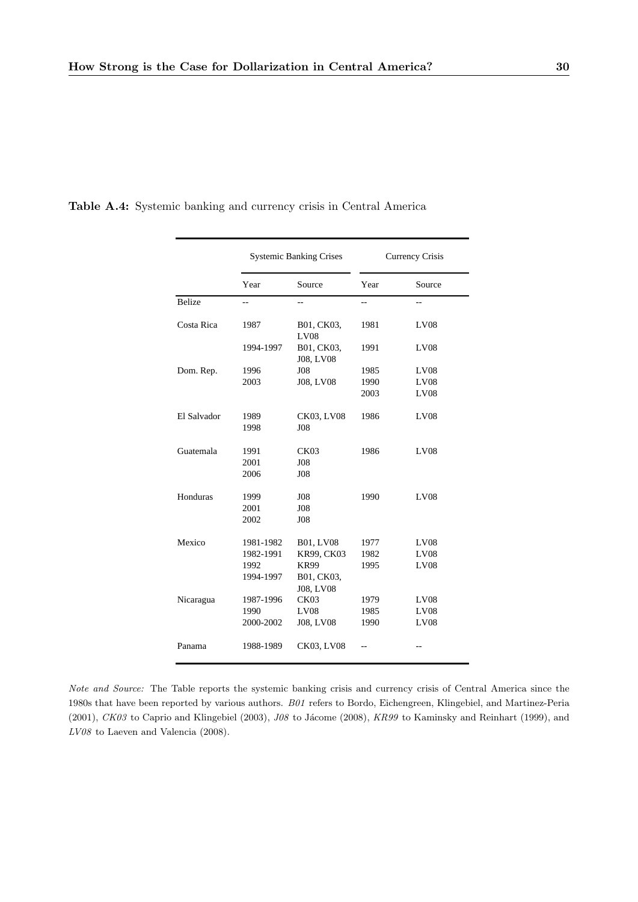**Table A.4:** Systemic banking and currency crisis in Central America

| | Systemic Banking Crises | | Currency Crisis | |
|---|---|---|---|---|
| | Year | Source | Year | Source |
| Belize | -- | -- | -- | -- |
| Costa Rica | 1987 | B01, CK03, LV08 | 1981 | LV08 |
| | 1994-1997 | B01, CK03, J08, LV08 | 1991 | LV08 |
| Dom. Rep. | 1996 | J08 | 1985 | LV08 |
| | 2003 | J08, LV08 | 1990 | LV08 |
| | | | 2003 | LV08 |
| El Salvador | 1989 | CK03, LV08 | 1986 | LV08 |
| | 1998 | J08 | | |
| Guatemala | 1991 | CK03 | 1986 | LV08 |
| | 2001 | J08 | | |
| | 2006 | J08 | | |
| Honduras | 1999 | J08 | 1990 | LV08 |
| | 2001 | J08 | | |
| | 2002 | J08 | | |
| Mexico | 1981-1982 | B01, LV08 | 1977 | LV08 |
| | 1982-1991 | KR99, CK03 | 1982 | LV08 |
| | 1992 | KR99 | 1995 | LV08 |
| | 1994-1997 | B01, CK03, J08, LV08 | | |
| Nicaragua | 1987-1996 | CK03 | 1979 | LV08 |
| | 1990 | LV08 | 1985 | LV08 |
| | 2000-2002 | J08, LV08 | 1990 | LV08 |
| Panama | 1988-1989 | CK03, LV08 | -- | -- |

*Note and Source:* The Table reports the systemic banking crisis and currency crisis of Central America since the 1980s that have been reported by various authors. *B01* refers to Bordo, Eichengreen, Klingebiel, and Martinez-Peria (2001), *CK03* to Caprio and Klingebiel (2003), *J08* to Jácome (2008), *KR99* to Kaminsky and Reinhart (1999), and *LV08* to Laeven and Valencia (2008).